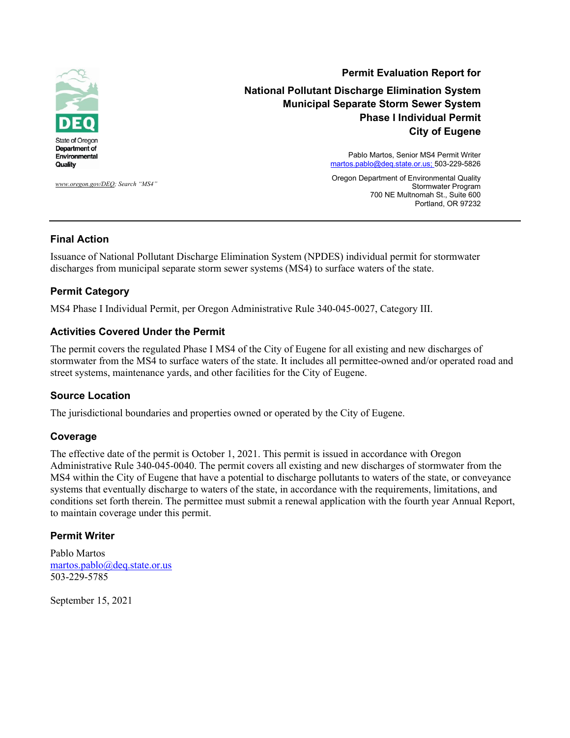State of Oregon Department of Environmental Quality

www.oregon.gov/DEQ; Search "MS4"

# Permit Evaluation Report for

# National Pollutant Discharge Elimination System Municipal Separate Storm Sewer System Phase I Individual Permit City of Eugene

Pablo Martos, Senior MS4 Permit Writer
martos.pablo@deq.state.or.us; 503-229-5826

Oregon Department of Environmental Quality
Stormwater Program
700 NE Multnomah St., Suite 600
Portland, OR 97232

---

## Final Action

Issuance of National Pollutant Discharge Elimination System (NPDES) individual permit for stormwater discharges from municipal separate storm sewer systems (MS4) to surface waters of the state.

## Permit Category

MS4 Phase I Individual Permit, per Oregon Administrative Rule 340-045-0027, Category III.

## Activities Covered Under the Permit

The permit covers the regulated Phase I MS4 of the City of Eugene for all existing and new discharges of stormwater from the MS4 to surface waters of the state. It includes all permittee-owned and/or operated road and street systems, maintenance yards, and other facilities for the City of Eugene.

## Source Location

The jurisdictional boundaries and properties owned or operated by the City of Eugene.

## Coverage

The effective date of the permit is October 1, 2021. This permit is issued in accordance with Oregon Administrative Rule 340-045-0040. The permit covers all existing and new discharges of stormwater from the MS4 within the City of Eugene that have a potential to discharge pollutants to waters of the state, or conveyance systems that eventually discharge to waters of the state, in accordance with the requirements, limitations, and conditions set forth therein. The permittee must submit a renewal application with the fourth year Annual Report, to maintain coverage under this permit.

## Permit Writer

Pablo Martos
martos.pablo@deq.state.or.us
503-229-5785

September 15, 2021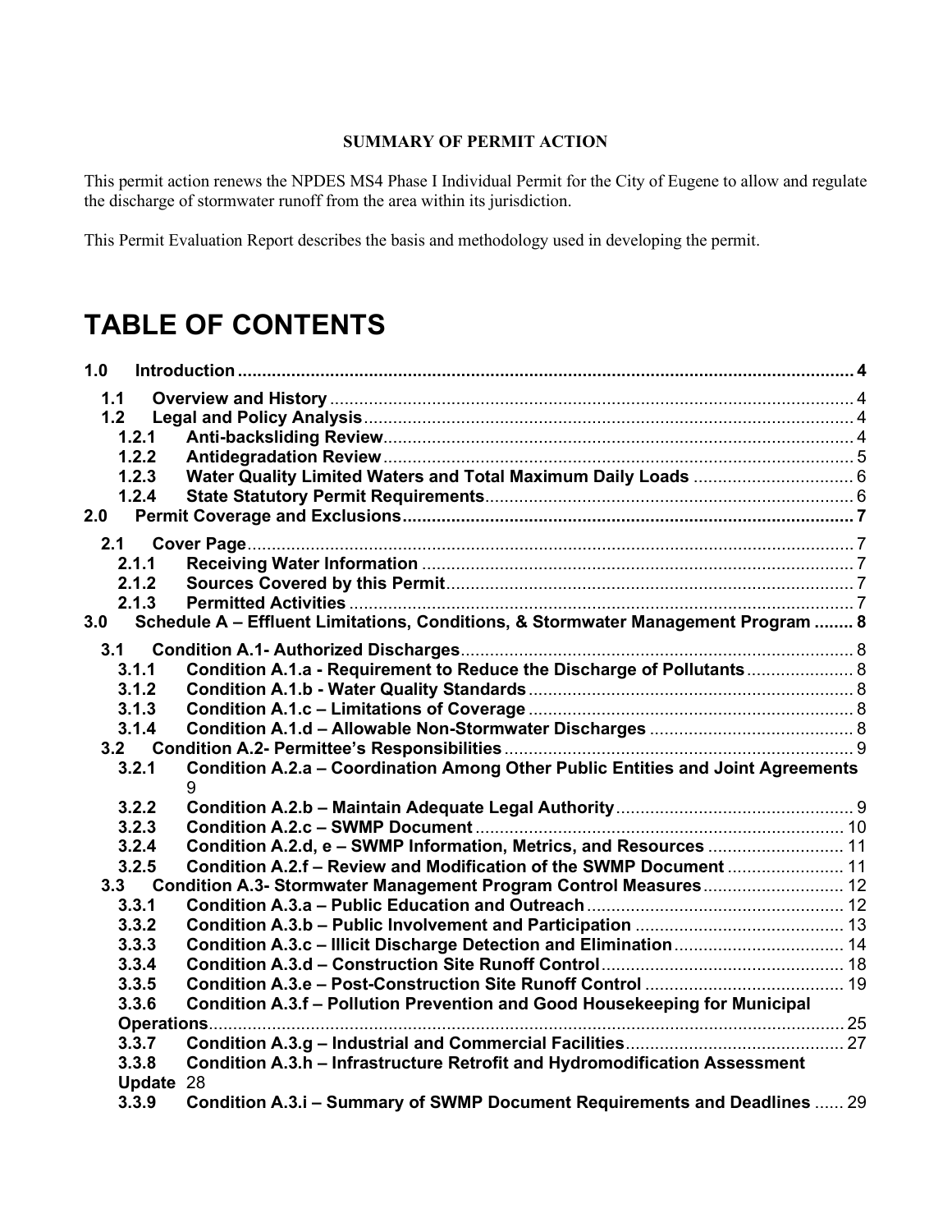**SUMMARY OF PERMIT ACTION**

This permit action renews the NPDES MS4 Phase I Individual Permit for the City of Eugene to allow and regulate the discharge of stormwater runoff from the area within its jurisdiction.

This Permit Evaluation Report describes the basis and methodology used in developing the permit.

# TABLE OF CONTENTS

**1.0 Introduction** ..... 4
- **1.1 Overview and History** ..... 4
- **1.2 Legal and Policy Analysis** ..... 4
  - **1.2.1 Anti-backsliding Review** ..... 4
  - **1.2.2 Antidegradation Review** ..... 5
  - **1.2.3 Water Quality Limited Waters and Total Maximum Daily Loads** ..... 6
  - **1.2.4 State Statutory Permit Requirements** ..... 6

**2.0 Permit Coverage and Exclusions** ..... 7
- **2.1 Cover Page** ..... 7
  - **2.1.1 Receiving Water Information** ..... 7
  - **2.1.2 Sources Covered by this Permit** ..... 7
  - **2.1.3 Permitted Activities** ..... 7

**3.0 Schedule A – Effluent Limitations, Conditions, & Stormwater Management Program** ..... 8
- **3.1 Condition A.1- Authorized Discharges** ..... 8
  - **3.1.1 Condition A.1.a - Requirement to Reduce the Discharge of Pollutants** ..... 8
  - **3.1.2 Condition A.1.b - Water Quality Standards** ..... 8
  - **3.1.3 Condition A.1.c – Limitations of Coverage** ..... 8
  - **3.1.4 Condition A.1.d – Allowable Non-Stormwater Discharges** ..... 8
- **3.2 Condition A.2- Permittee's Responsibilities** ..... 9
  - **3.2.1 Condition A.2.a – Coordination Among Other Public Entities and Joint Agreements** 9
  - **3.2.2 Condition A.2.b – Maintain Adequate Legal Authority** ..... 9
  - **3.2.3 Condition A.2.c – SWMP Document** ..... 10
  - **3.2.4 Condition A.2.d, e – SWMP Information, Metrics, and Resources** ..... 11
  - **3.2.5 Condition A.2.f – Review and Modification of the SWMP Document** ..... 11
- **3.3 Condition A.3- Stormwater Management Program Control Measures** ..... 12
  - **3.3.1 Condition A.3.a – Public Education and Outreach** ..... 12
  - **3.3.2 Condition A.3.b – Public Involvement and Participation** ..... 13
  - **3.3.3 Condition A.3.c – Illicit Discharge Detection and Elimination** ..... 14
  - **3.3.4 Condition A.3.d – Construction Site Runoff Control** ..... 18
  - **3.3.5 Condition A.3.e – Post-Construction Site Runoff Control** ..... 19
  - **3.3.6 Condition A.3.f – Pollution Prevention and Good Housekeeping for Municipal Operations** ..... 25
  - **3.3.7 Condition A.3.g – Industrial and Commercial Facilities** ..... 27
  - **3.3.8 Condition A.3.h – Infrastructure Retrofit and Hydromodification Assessment Update** 28
  - **3.3.9 Condition A.3.i – Summary of SWMP Document Requirements and Deadlines** ..... 29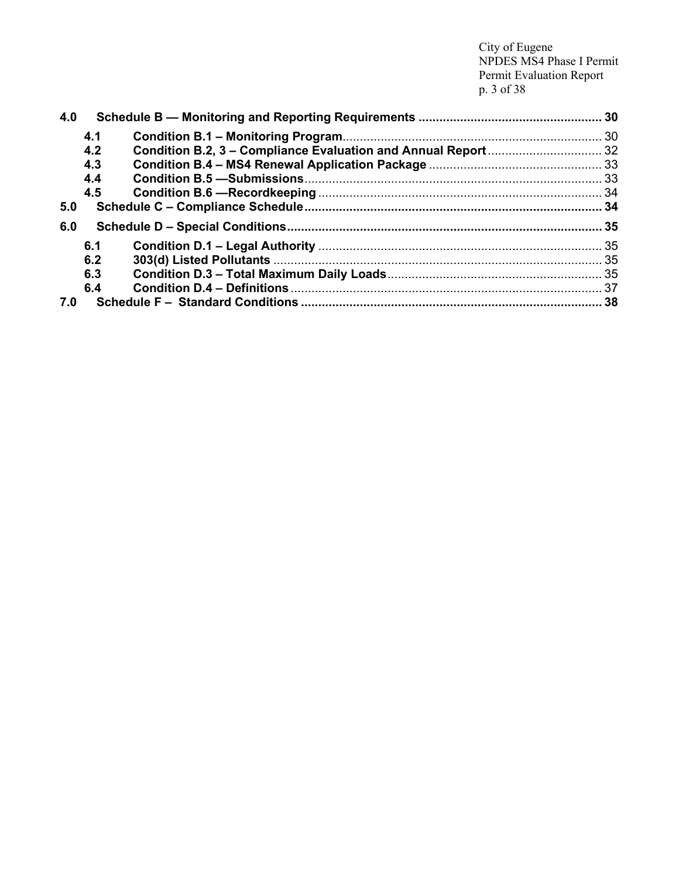| | | |
|---|---|---|
| **4.0** | **Schedule B — Monitoring and Reporting Requirements** | **30** |
| 4.1 | **Condition B.1 – Monitoring Program** | 30 |
| 4.2 | **Condition B.2, 3 – Compliance Evaluation and Annual Report** | 32 |
| 4.3 | **Condition B.4 – MS4 Renewal Application Package** | 33 |
| 4.4 | **Condition B.5 —Submissions** | 33 |
| 4.5 | **Condition B.6 —Recordkeeping** | 34 |
| **5.0** | **Schedule C – Compliance Schedule** | **34** |
| **6.0** | **Schedule D – Special Conditions** | **35** |
| 6.1 | **Condition D.1 – Legal Authority** | 35 |
| 6.2 | **303(d) Listed Pollutants** | 35 |
| 6.3 | **Condition D.3 – Total Maximum Daily Loads** | 35 |
| 6.4 | **Condition D.4 – Definitions** | 37 |
| **7.0** | **Schedule F – Standard Conditions** | **38** |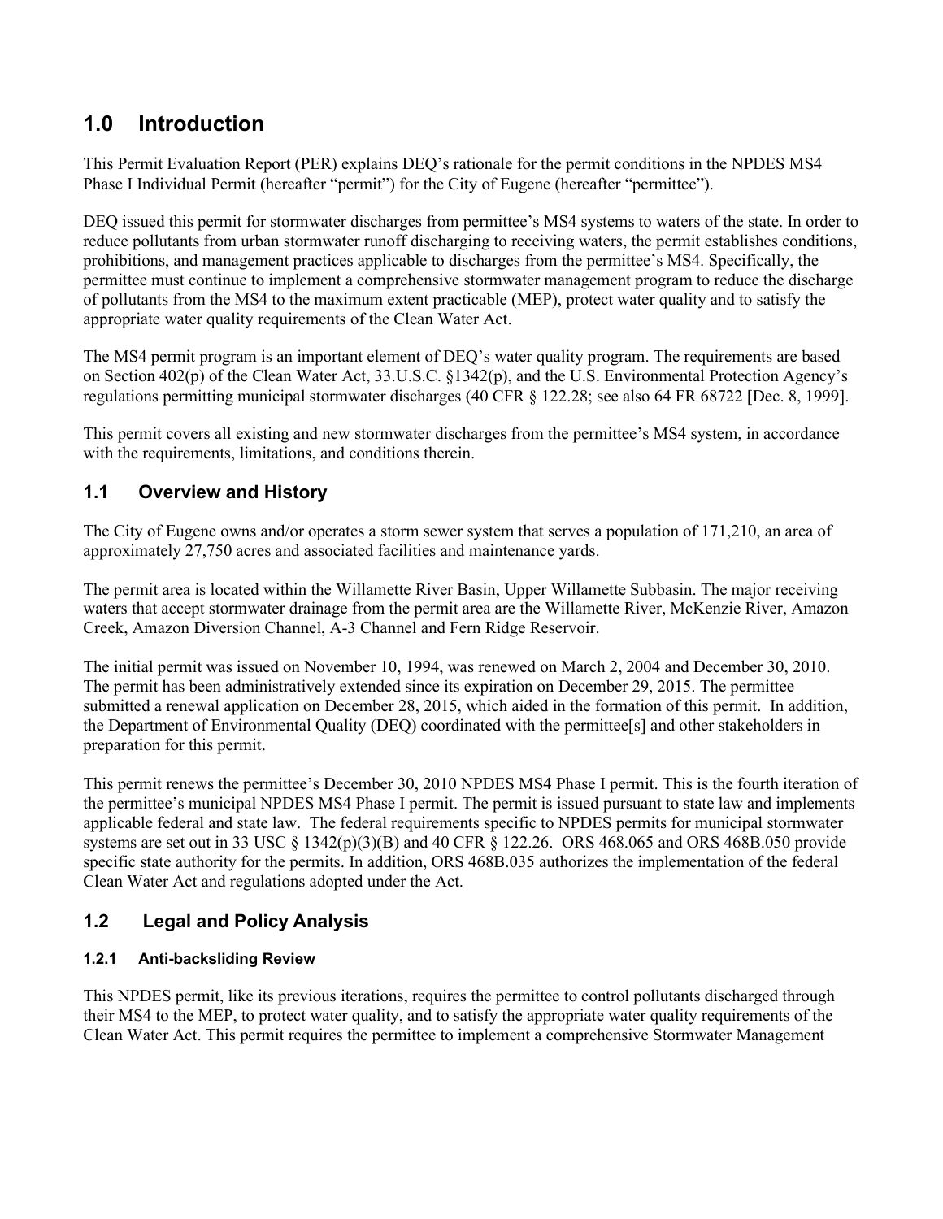## 1.0 Introduction

This Permit Evaluation Report (PER) explains DEQ's rationale for the permit conditions in the NPDES MS4 Phase I Individual Permit (hereafter "permit") for the City of Eugene (hereafter "permittee").

DEQ issued this permit for stormwater discharges from permittee's MS4 systems to waters of the state. In order to reduce pollutants from urban stormwater runoff discharging to receiving waters, the permit establishes conditions, prohibitions, and management practices applicable to discharges from the permittee's MS4. Specifically, the permittee must continue to implement a comprehensive stormwater management program to reduce the discharge of pollutants from the MS4 to the maximum extent practicable (MEP), protect water quality and to satisfy the appropriate water quality requirements of the Clean Water Act.

The MS4 permit program is an important element of DEQ's water quality program. The requirements are based on Section 402(p) of the Clean Water Act, 33.U.S.C. §1342(p), and the U.S. Environmental Protection Agency's regulations permitting municipal stormwater discharges (40 CFR § 122.28; see also 64 FR 68722 [Dec. 8, 1999].

This permit covers all existing and new stormwater discharges from the permittee's MS4 system, in accordance with the requirements, limitations, and conditions therein.

### 1.1 Overview and History

The City of Eugene owns and/or operates a storm sewer system that serves a population of 171,210, an area of approximately 27,750 acres and associated facilities and maintenance yards.

The permit area is located within the Willamette River Basin, Upper Willamette Subbasin. The major receiving waters that accept stormwater drainage from the permit area are the Willamette River, McKenzie River, Amazon Creek, Amazon Diversion Channel, A-3 Channel and Fern Ridge Reservoir.

The initial permit was issued on November 10, 1994, was renewed on March 2, 2004 and December 30, 2010. The permit has been administratively extended since its expiration on December 29, 2015. The permittee submitted a renewal application on December 28, 2015, which aided in the formation of this permit. In addition, the Department of Environmental Quality (DEQ) coordinated with the permittee[s] and other stakeholders in preparation for this permit.

This permit renews the permittee's December 30, 2010 NPDES MS4 Phase I permit. This is the fourth iteration of the permittee's municipal NPDES MS4 Phase I permit. The permit is issued pursuant to state law and implements applicable federal and state law. The federal requirements specific to NPDES permits for municipal stormwater systems are set out in 33 USC § 1342(p)(3)(B) and 40 CFR § 122.26. ORS 468.065 and ORS 468B.050 provide specific state authority for the permits. In addition, ORS 468B.035 authorizes the implementation of the federal Clean Water Act and regulations adopted under the Act.

### 1.2 Legal and Policy Analysis

#### 1.2.1 Anti-backsliding Review

This NPDES permit, like its previous iterations, requires the permittee to control pollutants discharged through their MS4 to the MEP, to protect water quality, and to satisfy the appropriate water quality requirements of the Clean Water Act. This permit requires the permittee to implement a comprehensive Stormwater Management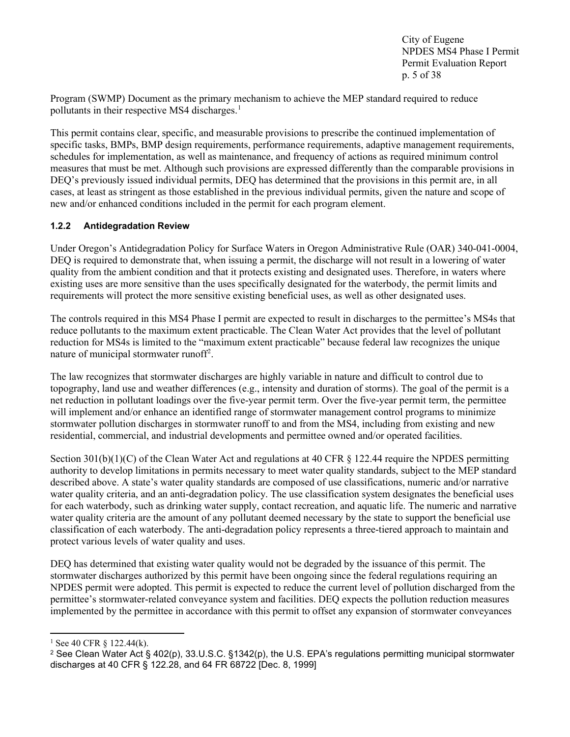Program (SWMP) Document as the primary mechanism to achieve the MEP standard required to reduce pollutants in their respective MS4 discharges.[1]

This permit contains clear, specific, and measurable provisions to prescribe the continued implementation of specific tasks, BMPs, BMP design requirements, performance requirements, adaptive management requirements, schedules for implementation, as well as maintenance, and frequency of actions as required minimum control measures that must be met. Although such provisions are expressed differently than the comparable provisions in DEQ's previously issued individual permits, DEQ has determined that the provisions in this permit are, in all cases, at least as stringent as those established in the previous individual permits, given the nature and scope of new and/or enhanced conditions included in the permit for each program element.

### 1.2.2 Antidegradation Review

Under Oregon's Antidegradation Policy for Surface Waters in Oregon Administrative Rule (OAR) 340-041-0004, DEQ is required to demonstrate that, when issuing a permit, the discharge will not result in a lowering of water quality from the ambient condition and that it protects existing and designated uses. Therefore, in waters where existing uses are more sensitive than the uses specifically designated for the waterbody, the permit limits and requirements will protect the more sensitive existing beneficial uses, as well as other designated uses.

The controls required in this MS4 Phase I permit are expected to result in discharges to the permittee's MS4s that reduce pollutants to the maximum extent practicable. The Clean Water Act provides that the level of pollutant reduction for MS4s is limited to the "maximum extent practicable" because federal law recognizes the unique nature of municipal stormwater runoff[2].

The law recognizes that stormwater discharges are highly variable in nature and difficult to control due to topography, land use and weather differences (e.g., intensity and duration of storms). The goal of the permit is a net reduction in pollutant loadings over the five-year permit term. Over the five-year permit term, the permittee will implement and/or enhance an identified range of stormwater management control programs to minimize stormwater pollution discharges in stormwater runoff to and from the MS4, including from existing and new residential, commercial, and industrial developments and permittee owned and/or operated facilities.

Section 301(b)(1)(C) of the Clean Water Act and regulations at 40 CFR § 122.44 require the NPDES permitting authority to develop limitations in permits necessary to meet water quality standards, subject to the MEP standard described above. A state's water quality standards are composed of use classifications, numeric and/or narrative water quality criteria, and an anti-degradation policy. The use classification system designates the beneficial uses for each waterbody, such as drinking water supply, contact recreation, and aquatic life. The numeric and narrative water quality criteria are the amount of any pollutant deemed necessary by the state to support the beneficial use classification of each waterbody. The anti-degradation policy represents a three-tiered approach to maintain and protect various levels of water quality and uses.

DEQ has determined that existing water quality would not be degraded by the issuance of this permit. The stormwater discharges authorized by this permit have been ongoing since the federal regulations requiring an NPDES permit were adopted. This permit is expected to reduce the current level of pollution discharged from the permittee's stormwater-related conveyance system and facilities. DEQ expects the pollution reduction measures implemented by the permittee in accordance with this permit to offset any expansion of stormwater conveyances

---

[1] See 40 CFR § 122.44(k).

[2] See Clean Water Act § 402(p), 33.U.S.C. §1342(p), the U.S. EPA's regulations permitting municipal stormwater discharges at 40 CFR § 122.28, and 64 FR 68722 [Dec. 8, 1999]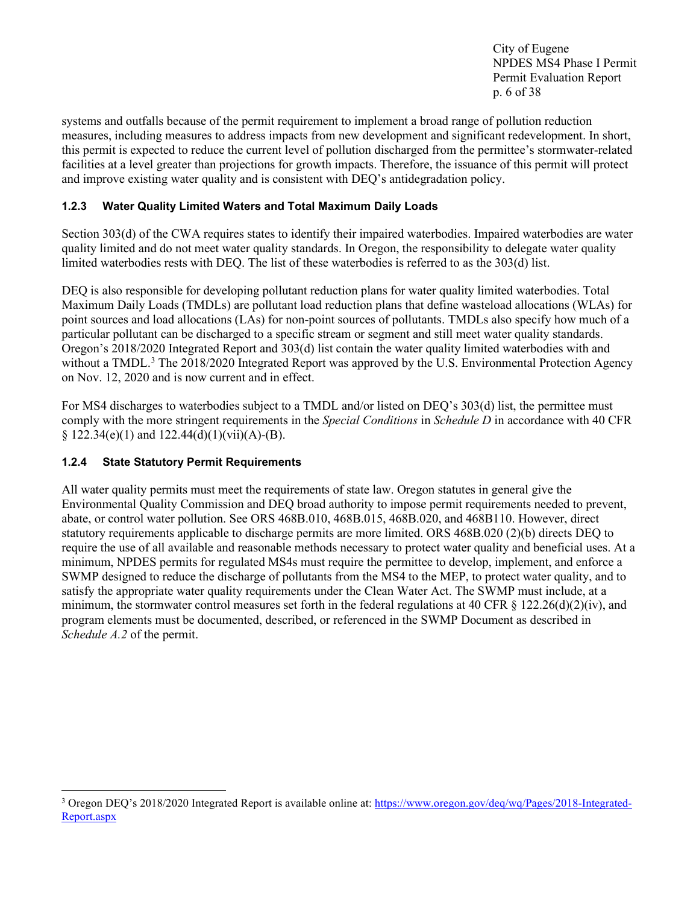systems and outfalls because of the permit requirement to implement a broad range of pollution reduction measures, including measures to address impacts from new development and significant redevelopment. In short, this permit is expected to reduce the current level of pollution discharged from the permittee's stormwater-related facilities at a level greater than projections for growth impacts. Therefore, the issuance of this permit will protect and improve existing water quality and is consistent with DEQ's antidegradation policy.

### 1.2.3 Water Quality Limited Waters and Total Maximum Daily Loads

Section 303(d) of the CWA requires states to identify their impaired waterbodies. Impaired waterbodies are water quality limited and do not meet water quality standards. In Oregon, the responsibility to delegate water quality limited waterbodies rests with DEQ. The list of these waterbodies is referred to as the 303(d) list.

DEQ is also responsible for developing pollutant reduction plans for water quality limited waterbodies. Total Maximum Daily Loads (TMDLs) are pollutant load reduction plans that define wasteload allocations (WLAs) for point sources and load allocations (LAs) for non-point sources of pollutants. TMDLs also specify how much of a particular pollutant can be discharged to a specific stream or segment and still meet water quality standards. Oregon's 2018/2020 Integrated Report and 303(d) list contain the water quality limited waterbodies with and without a TMDL.[3] The 2018/2020 Integrated Report was approved by the U.S. Environmental Protection Agency on Nov. 12, 2020 and is now current and in effect.

For MS4 discharges to waterbodies subject to a TMDL and/or listed on DEQ's 303(d) list, the permittee must comply with the more stringent requirements in the *Special Conditions* in *Schedule D* in accordance with 40 CFR § 122.34(e)(1) and 122.44(d)(1)(vii)(A)-(B).

### 1.2.4 State Statutory Permit Requirements

All water quality permits must meet the requirements of state law. Oregon statutes in general give the Environmental Quality Commission and DEQ broad authority to impose permit requirements needed to prevent, abate, or control water pollution. See ORS 468B.010, 468B.015, 468B.020, and 468B110. However, direct statutory requirements applicable to discharge permits are more limited. ORS 468B.020 (2)(b) directs DEQ to require the use of all available and reasonable methods necessary to protect water quality and beneficial uses. At a minimum, NPDES permits for regulated MS4s must require the permittee to develop, implement, and enforce a SWMP designed to reduce the discharge of pollutants from the MS4 to the MEP, to protect water quality, and to satisfy the appropriate water quality requirements under the Clean Water Act. The SWMP must include, at a minimum, the stormwater control measures set forth in the federal regulations at 40 CFR § 122.26(d)(2)(iv), and program elements must be documented, described, or referenced in the SWMP Document as described in *Schedule A.2* of the permit.

---

[3] Oregon DEQ's 2018/2020 Integrated Report is available online at: [https://www.oregon.gov/deq/wq/Pages/2018-Integrated-Report.aspx](https://www.oregon.gov/deq/wq/Pages/2018-Integrated-Report.aspx)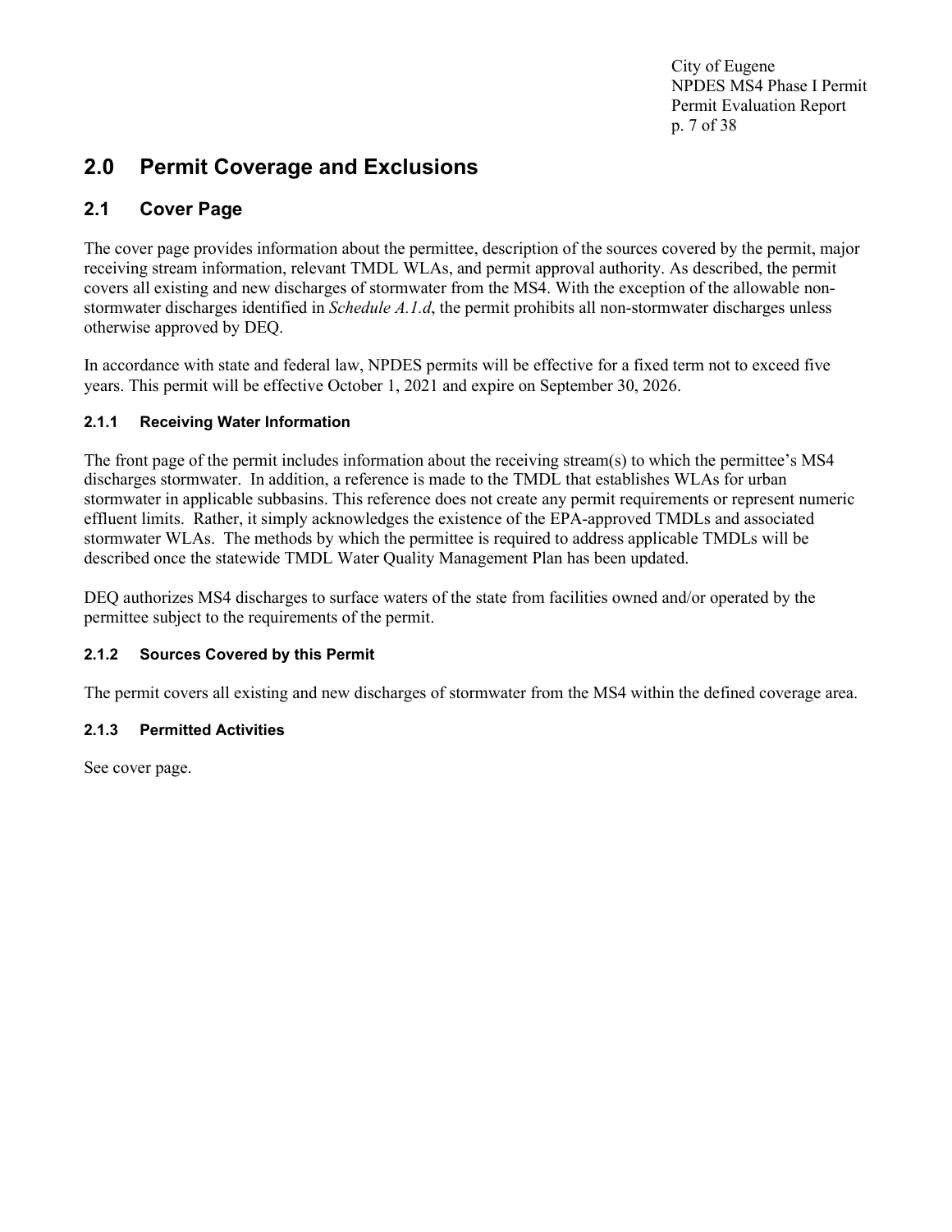## 2.0 Permit Coverage and Exclusions

### 2.1 Cover Page

The cover page provides information about the permittee, description of the sources covered by the permit, major receiving stream information, relevant TMDL WLAs, and permit approval authority. As described, the permit covers all existing and new discharges of stormwater from the MS4. With the exception of the allowable non-stormwater discharges identified in *Schedule A.1.d*, the permit prohibits all non-stormwater discharges unless otherwise approved by DEQ.

In accordance with state and federal law, NPDES permits will be effective for a fixed term not to exceed five years. This permit will be effective October 1, 2021 and expire on September 30, 2026.

#### 2.1.1 Receiving Water Information

The front page of the permit includes information about the receiving stream(s) to which the permittee's MS4 discharges stormwater. In addition, a reference is made to the TMDL that establishes WLAs for urban stormwater in applicable subbasins. This reference does not create any permit requirements or represent numeric effluent limits. Rather, it simply acknowledges the existence of the EPA-approved TMDLs and associated stormwater WLAs. The methods by which the permittee is required to address applicable TMDLs will be described once the statewide TMDL Water Quality Management Plan has been updated.

DEQ authorizes MS4 discharges to surface waters of the state from facilities owned and/or operated by the permittee subject to the requirements of the permit.

#### 2.1.2 Sources Covered by this Permit

The permit covers all existing and new discharges of stormwater from the MS4 within the defined coverage area.

#### 2.1.3 Permitted Activities

See cover page.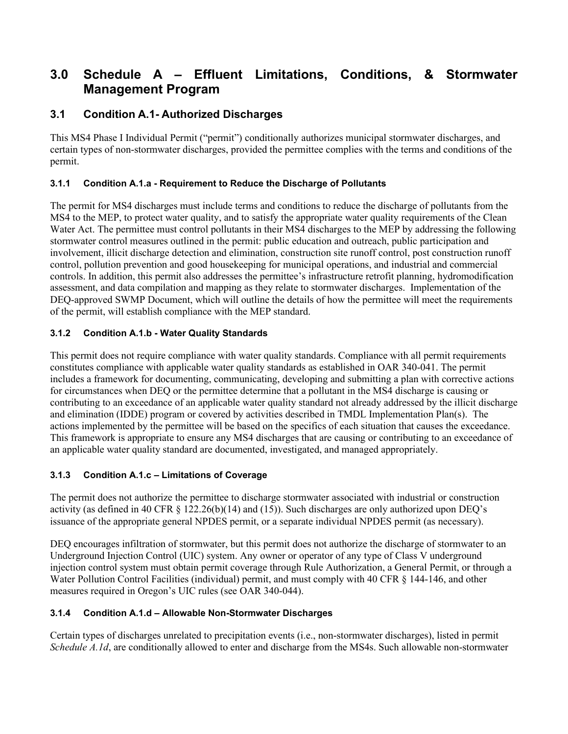# 3.0 Schedule A – Effluent Limitations, Conditions, & Stormwater Management Program

## 3.1 Condition A.1- Authorized Discharges

This MS4 Phase I Individual Permit ("permit") conditionally authorizes municipal stormwater discharges, and certain types of non-stormwater discharges, provided the permittee complies with the terms and conditions of the permit.

### 3.1.1 Condition A.1.a - Requirement to Reduce the Discharge of Pollutants

The permit for MS4 discharges must include terms and conditions to reduce the discharge of pollutants from the MS4 to the MEP, to protect water quality, and to satisfy the appropriate water quality requirements of the Clean Water Act. The permittee must control pollutants in their MS4 discharges to the MEP by addressing the following stormwater control measures outlined in the permit: public education and outreach, public participation and involvement, illicit discharge detection and elimination, construction site runoff control, post construction runoff control, pollution prevention and good housekeeping for municipal operations, and industrial and commercial controls. In addition, this permit also addresses the permittee's infrastructure retrofit planning, hydromodification assessment, and data compilation and mapping as they relate to stormwater discharges. Implementation of the DEQ-approved SWMP Document, which will outline the details of how the permittee will meet the requirements of the permit, will establish compliance with the MEP standard.

### 3.1.2 Condition A.1.b - Water Quality Standards

This permit does not require compliance with water quality standards. Compliance with all permit requirements constitutes compliance with applicable water quality standards as established in OAR 340-041. The permit includes a framework for documenting, communicating, developing and submitting a plan with corrective actions for circumstances when DEQ or the permittee determine that a pollutant in the MS4 discharge is causing or contributing to an exceedance of an applicable water quality standard not already addressed by the illicit discharge and elimination (IDDE) program or covered by activities described in TMDL Implementation Plan(s). The actions implemented by the permittee will be based on the specifics of each situation that causes the exceedance. This framework is appropriate to ensure any MS4 discharges that are causing or contributing to an exceedance of an applicable water quality standard are documented, investigated, and managed appropriately.

### 3.1.3 Condition A.1.c – Limitations of Coverage

The permit does not authorize the permittee to discharge stormwater associated with industrial or construction activity (as defined in 40 CFR § 122.26(b)(14) and (15)). Such discharges are only authorized upon DEQ's issuance of the appropriate general NPDES permit, or a separate individual NPDES permit (as necessary).

DEQ encourages infiltration of stormwater, but this permit does not authorize the discharge of stormwater to an Underground Injection Control (UIC) system. Any owner or operator of any type of Class V underground injection control system must obtain permit coverage through Rule Authorization, a General Permit, or through a Water Pollution Control Facilities (individual) permit, and must comply with 40 CFR § 144-146, and other measures required in Oregon's UIC rules (see OAR 340-044).

### 3.1.4 Condition A.1.d – Allowable Non-Stormwater Discharges

Certain types of discharges unrelated to precipitation events (i.e., non-stormwater discharges), listed in permit *Schedule A.1d*, are conditionally allowed to enter and discharge from the MS4s. Such allowable non-stormwater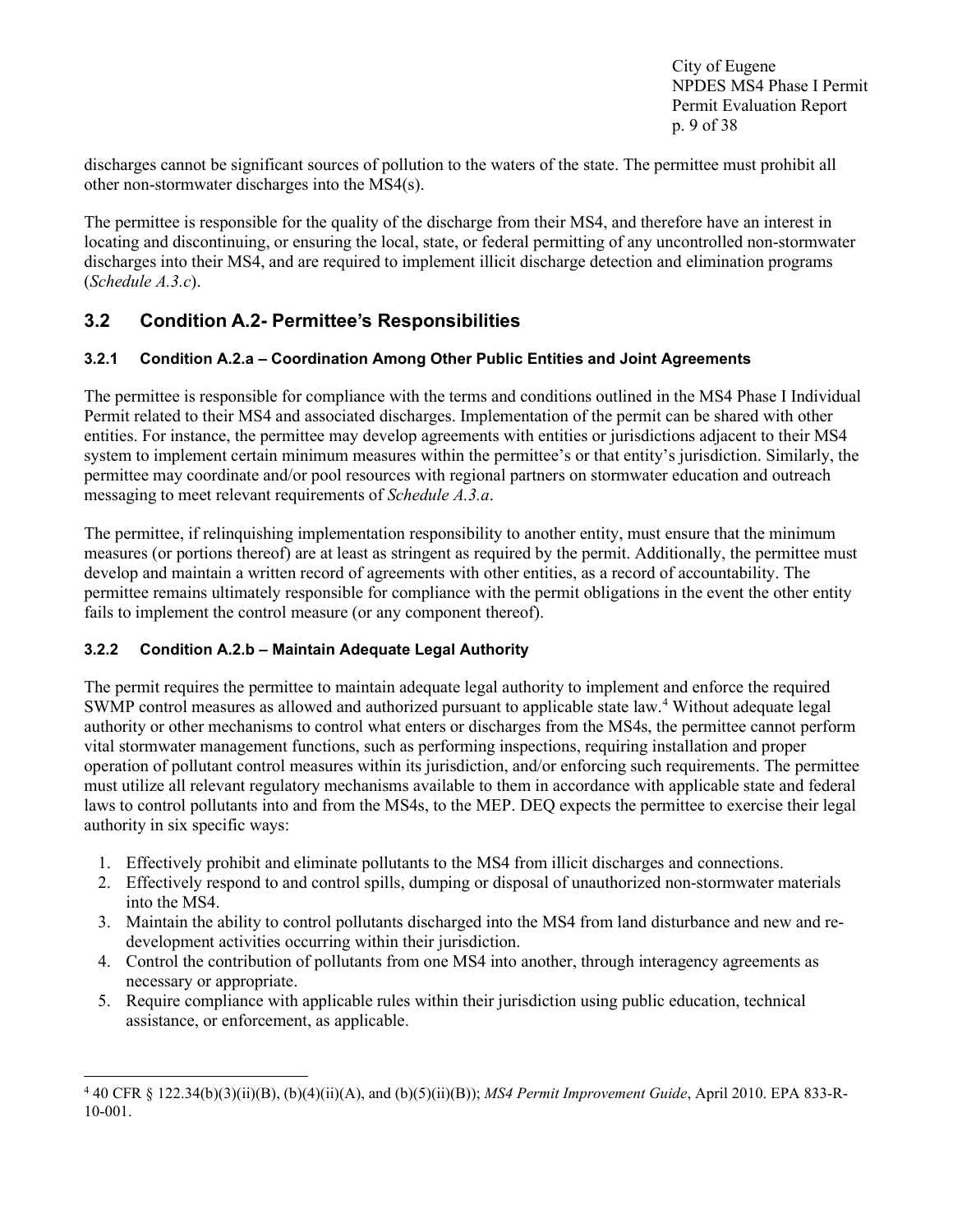discharges cannot be significant sources of pollution to the waters of the state. The permittee must prohibit all other non-stormwater discharges into the MS4(s).

The permittee is responsible for the quality of the discharge from their MS4, and therefore have an interest in locating and discontinuing, or ensuring the local, state, or federal permitting of any uncontrolled non-stormwater discharges into their MS4, and are required to implement illicit discharge detection and elimination programs (*Schedule A.3.c*).

## 3.2 Condition A.2- Permittee's Responsibilities

### 3.2.1 Condition A.2.a – Coordination Among Other Public Entities and Joint Agreements

The permittee is responsible for compliance with the terms and conditions outlined in the MS4 Phase I Individual Permit related to their MS4 and associated discharges. Implementation of the permit can be shared with other entities. For instance, the permittee may develop agreements with entities or jurisdictions adjacent to their MS4 system to implement certain minimum measures within the permittee's or that entity's jurisdiction. Similarly, the permittee may coordinate and/or pool resources with regional partners on stormwater education and outreach messaging to meet relevant requirements of *Schedule A.3.a*.

The permittee, if relinquishing implementation responsibility to another entity, must ensure that the minimum measures (or portions thereof) are at least as stringent as required by the permit. Additionally, the permittee must develop and maintain a written record of agreements with other entities, as a record of accountability. The permittee remains ultimately responsible for compliance with the permit obligations in the event the other entity fails to implement the control measure (or any component thereof).

### 3.2.2 Condition A.2.b – Maintain Adequate Legal Authority

The permit requires the permittee to maintain adequate legal authority to implement and enforce the required SWMP control measures as allowed and authorized pursuant to applicable state law.[4] Without adequate legal authority or other mechanisms to control what enters or discharges from the MS4s, the permittee cannot perform vital stormwater management functions, such as performing inspections, requiring installation and proper operation of pollutant control measures within its jurisdiction, and/or enforcing such requirements. The permittee must utilize all relevant regulatory mechanisms available to them in accordance with applicable state and federal laws to control pollutants into and from the MS4s, to the MEP. DEQ expects the permittee to exercise their legal authority in six specific ways:

1. Effectively prohibit and eliminate pollutants to the MS4 from illicit discharges and connections.
2. Effectively respond to and control spills, dumping or disposal of unauthorized non-stormwater materials into the MS4.
3. Maintain the ability to control pollutants discharged into the MS4 from land disturbance and new and re-development activities occurring within their jurisdiction.
4. Control the contribution of pollutants from one MS4 into another, through interagency agreements as necessary or appropriate.
5. Require compliance with applicable rules within their jurisdiction using public education, technical assistance, or enforcement, as applicable.

---

[4] 40 CFR § 122.34(b)(3)(ii)(B), (b)(4)(ii)(A), and (b)(5)(ii)(B)); *MS4 Permit Improvement Guide*, April 2010. EPA 833-R-10-001.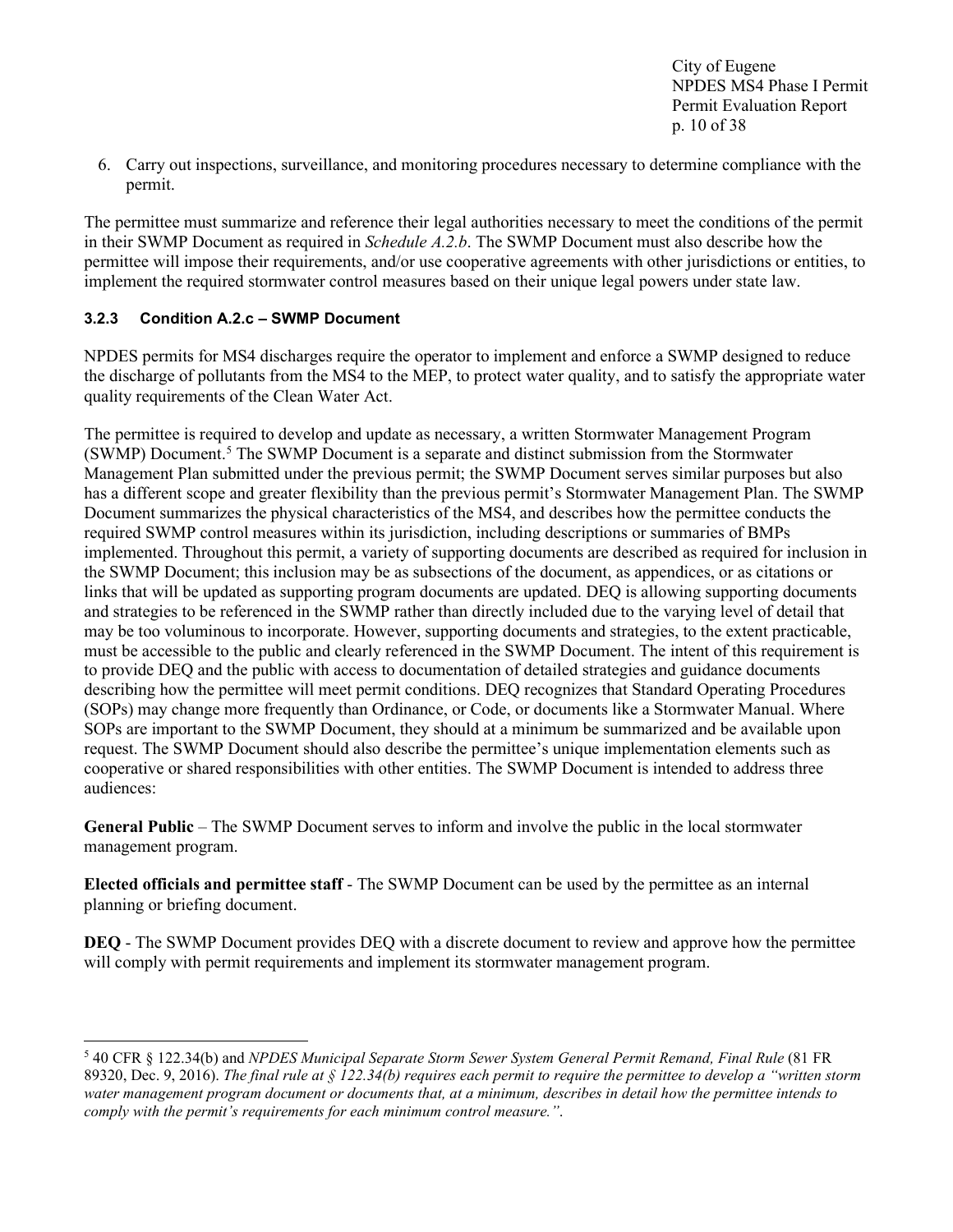6. Carry out inspections, surveillance, and monitoring procedures necessary to determine compliance with the permit.

The permittee must summarize and reference their legal authorities necessary to meet the conditions of the permit in their SWMP Document as required in *Schedule A.2.b*. The SWMP Document must also describe how the permittee will impose their requirements, and/or use cooperative agreements with other jurisdictions or entities, to implement the required stormwater control measures based on their unique legal powers under state law.

### 3.2.3 Condition A.2.c – SWMP Document

NPDES permits for MS4 discharges require the operator to implement and enforce a SWMP designed to reduce the discharge of pollutants from the MS4 to the MEP, to protect water quality, and to satisfy the appropriate water quality requirements of the Clean Water Act.

The permittee is required to develop and update as necessary, a written Stormwater Management Program (SWMP) Document.[5] The SWMP Document is a separate and distinct submission from the Stormwater Management Plan submitted under the previous permit; the SWMP Document serves similar purposes but also has a different scope and greater flexibility than the previous permit's Stormwater Management Plan. The SWMP Document summarizes the physical characteristics of the MS4, and describes how the permittee conducts the required SWMP control measures within its jurisdiction, including descriptions or summaries of BMPs implemented. Throughout this permit, a variety of supporting documents are described as required for inclusion in the SWMP Document; this inclusion may be as subsections of the document, as appendices, or as citations or links that will be updated as supporting program documents are updated. DEQ is allowing supporting documents and strategies to be referenced in the SWMP rather than directly included due to the varying level of detail that may be too voluminous to incorporate. However, supporting documents and strategies, to the extent practicable, must be accessible to the public and clearly referenced in the SWMP Document. The intent of this requirement is to provide DEQ and the public with access to documentation of detailed strategies and guidance documents describing how the permittee will meet permit conditions. DEQ recognizes that Standard Operating Procedures (SOPs) may change more frequently than Ordinance, or Code, or documents like a Stormwater Manual. Where SOPs are important to the SWMP Document, they should at a minimum be summarized and be available upon request. The SWMP Document should also describe the permittee's unique implementation elements such as cooperative or shared responsibilities with other entities. The SWMP Document is intended to address three audiences:

**General Public** – The SWMP Document serves to inform and involve the public in the local stormwater management program.

**Elected officials and permittee staff** - The SWMP Document can be used by the permittee as an internal planning or briefing document.

**DEQ** - The SWMP Document provides DEQ with a discrete document to review and approve how the permittee will comply with permit requirements and implement its stormwater management program.

---

[5] 40 CFR § 122.34(b) and *NPDES Municipal Separate Storm Sewer System General Permit Remand, Final Rule* (81 FR 89320, Dec. 9, 2016). *The final rule at § 122.34(b) requires each permit to require the permittee to develop a "written storm water management program document or documents that, at a minimum, describes in detail how the permittee intends to comply with the permit's requirements for each minimum control measure."*.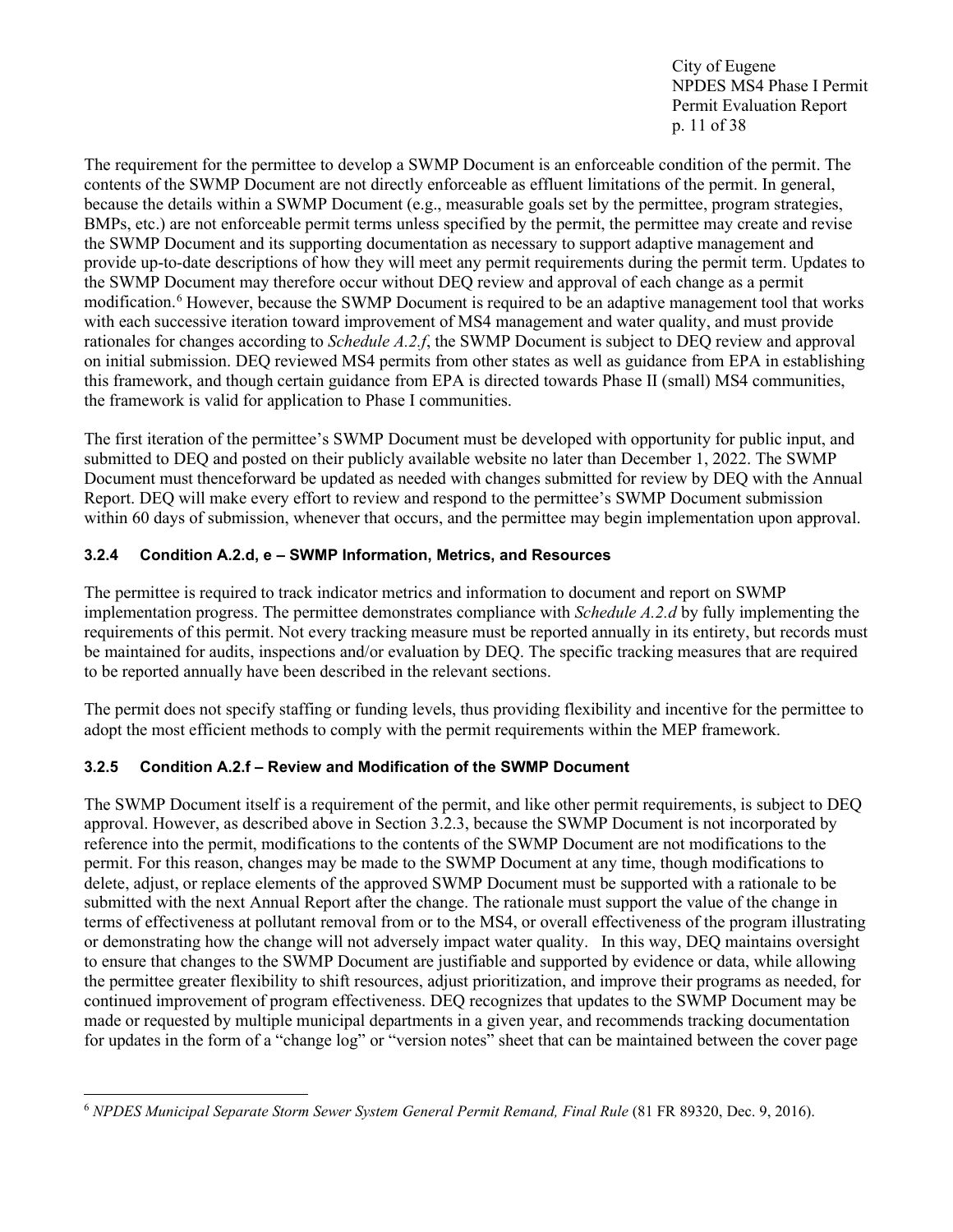The requirement for the permittee to develop a SWMP Document is an enforceable condition of the permit. The contents of the SWMP Document are not directly enforceable as effluent limitations of the permit. In general, because the details within a SWMP Document (e.g., measurable goals set by the permittee, program strategies, BMPs, etc.) are not enforceable permit terms unless specified by the permit, the permittee may create and revise the SWMP Document and its supporting documentation as necessary to support adaptive management and provide up-to-date descriptions of how they will meet any permit requirements during the permit term. Updates to the SWMP Document may therefore occur without DEQ review and approval of each change as a permit modification.[6] However, because the SWMP Document is required to be an adaptive management tool that works with each successive iteration toward improvement of MS4 management and water quality, and must provide rationales for changes according to *Schedule A.2.f*, the SWMP Document is subject to DEQ review and approval on initial submission. DEQ reviewed MS4 permits from other states as well as guidance from EPA in establishing this framework, and though certain guidance from EPA is directed towards Phase II (small) MS4 communities, the framework is valid for application to Phase I communities.

The first iteration of the permittee's SWMP Document must be developed with opportunity for public input, and submitted to DEQ and posted on their publicly available website no later than December 1, 2022. The SWMP Document must thenceforward be updated as needed with changes submitted for review by DEQ with the Annual Report. DEQ will make every effort to review and respond to the permittee's SWMP Document submission within 60 days of submission, whenever that occurs, and the permittee may begin implementation upon approval.

### 3.2.4 Condition A.2.d, e – SWMP Information, Metrics, and Resources

The permittee is required to track indicator metrics and information to document and report on SWMP implementation progress. The permittee demonstrates compliance with *Schedule A.2.d* by fully implementing the requirements of this permit. Not every tracking measure must be reported annually in its entirety, but records must be maintained for audits, inspections and/or evaluation by DEQ. The specific tracking measures that are required to be reported annually have been described in the relevant sections.

The permit does not specify staffing or funding levels, thus providing flexibility and incentive for the permittee to adopt the most efficient methods to comply with the permit requirements within the MEP framework.

### 3.2.5 Condition A.2.f – Review and Modification of the SWMP Document

The SWMP Document itself is a requirement of the permit, and like other permit requirements, is subject to DEQ approval. However, as described above in Section 3.2.3, because the SWMP Document is not incorporated by reference into the permit, modifications to the contents of the SWMP Document are not modifications to the permit. For this reason, changes may be made to the SWMP Document at any time, though modifications to delete, adjust, or replace elements of the approved SWMP Document must be supported with a rationale to be submitted with the next Annual Report after the change. The rationale must support the value of the change in terms of effectiveness at pollutant removal from or to the MS4, or overall effectiveness of the program illustrating or demonstrating how the change will not adversely impact water quality. In this way, DEQ maintains oversight to ensure that changes to the SWMP Document are justifiable and supported by evidence or data, while allowing the permittee greater flexibility to shift resources, adjust prioritization, and improve their programs as needed, for continued improvement of program effectiveness. DEQ recognizes that updates to the SWMP Document may be made or requested by multiple municipal departments in a given year, and recommends tracking documentation for updates in the form of a "change log" or "version notes" sheet that can be maintained between the cover page

[6] *NPDES Municipal Separate Storm Sewer System General Permit Remand, Final Rule* (81 FR 89320, Dec. 9, 2016).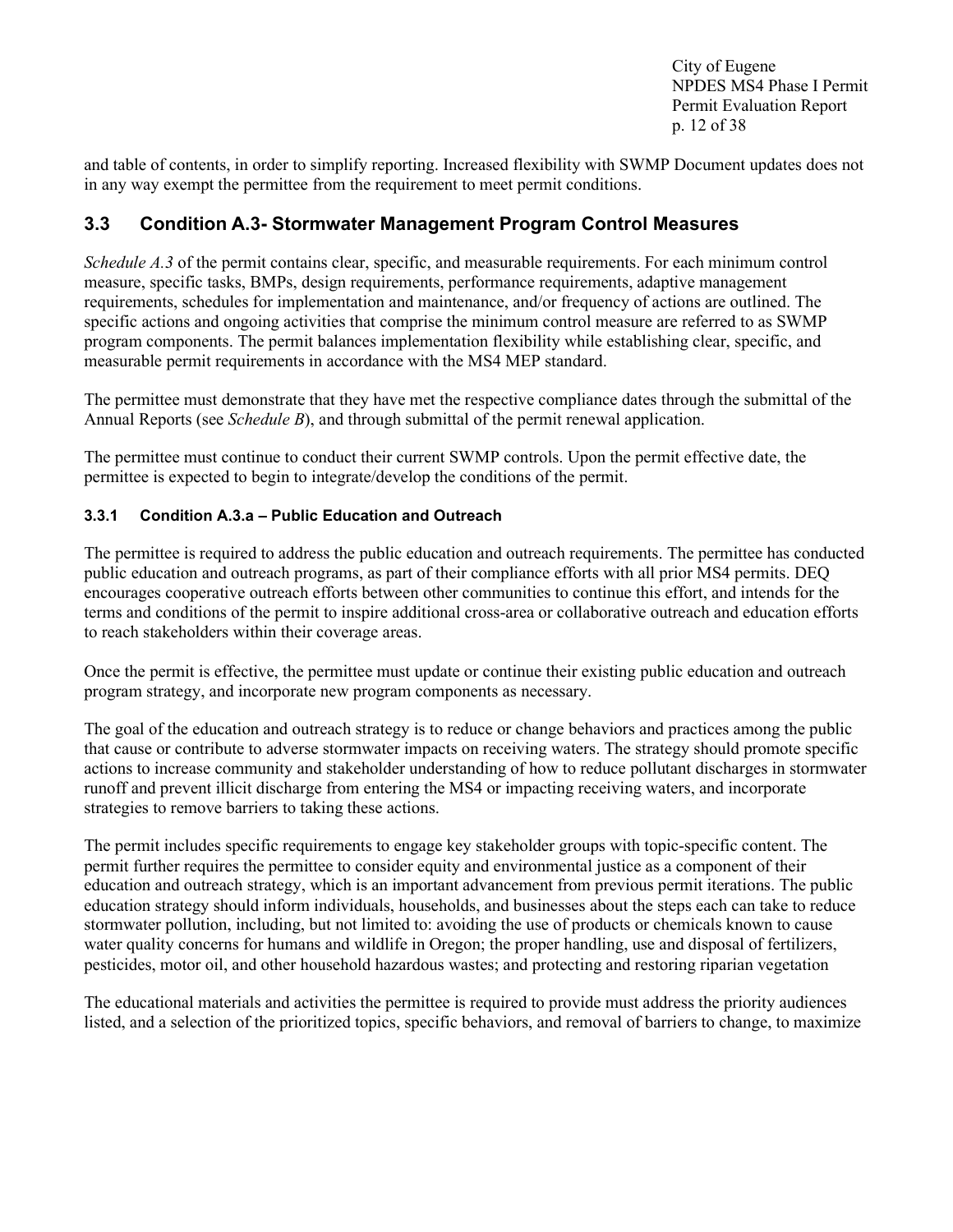and table of contents, in order to simplify reporting. Increased flexibility with SWMP Document updates does not in any way exempt the permittee from the requirement to meet permit conditions.

## 3.3 Condition A.3- Stormwater Management Program Control Measures

*Schedule A.3* of the permit contains clear, specific, and measurable requirements. For each minimum control measure, specific tasks, BMPs, design requirements, performance requirements, adaptive management requirements, schedules for implementation and maintenance, and/or frequency of actions are outlined. The specific actions and ongoing activities that comprise the minimum control measure are referred to as SWMP program components. The permit balances implementation flexibility while establishing clear, specific, and measurable permit requirements in accordance with the MS4 MEP standard.

The permittee must demonstrate that they have met the respective compliance dates through the submittal of the Annual Reports (see *Schedule B*), and through submittal of the permit renewal application.

The permittee must continue to conduct their current SWMP controls. Upon the permit effective date, the permittee is expected to begin to integrate/develop the conditions of the permit.

### 3.3.1 Condition A.3.a – Public Education and Outreach

The permittee is required to address the public education and outreach requirements. The permittee has conducted public education and outreach programs, as part of their compliance efforts with all prior MS4 permits. DEQ encourages cooperative outreach efforts between other communities to continue this effort, and intends for the terms and conditions of the permit to inspire additional cross-area or collaborative outreach and education efforts to reach stakeholders within their coverage areas.

Once the permit is effective, the permittee must update or continue their existing public education and outreach program strategy, and incorporate new program components as necessary.

The goal of the education and outreach strategy is to reduce or change behaviors and practices among the public that cause or contribute to adverse stormwater impacts on receiving waters. The strategy should promote specific actions to increase community and stakeholder understanding of how to reduce pollutant discharges in stormwater runoff and prevent illicit discharge from entering the MS4 or impacting receiving waters, and incorporate strategies to remove barriers to taking these actions.

The permit includes specific requirements to engage key stakeholder groups with topic-specific content. The permit further requires the permittee to consider equity and environmental justice as a component of their education and outreach strategy, which is an important advancement from previous permit iterations. The public education strategy should inform individuals, households, and businesses about the steps each can take to reduce stormwater pollution, including, but not limited to: avoiding the use of products or chemicals known to cause water quality concerns for humans and wildlife in Oregon; the proper handling, use and disposal of fertilizers, pesticides, motor oil, and other household hazardous wastes; and protecting and restoring riparian vegetation

The educational materials and activities the permittee is required to provide must address the priority audiences listed, and a selection of the prioritized topics, specific behaviors, and removal of barriers to change, to maximize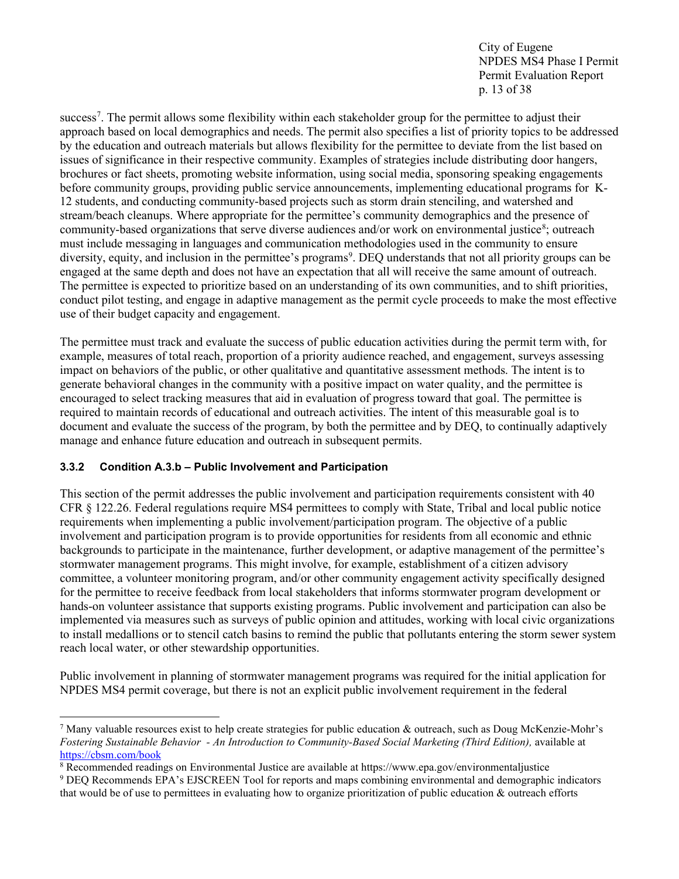success[7]. The permit allows some flexibility within each stakeholder group for the permittee to adjust their approach based on local demographics and needs. The permit also specifies a list of priority topics to be addressed by the education and outreach materials but allows flexibility for the permittee to deviate from the list based on issues of significance in their respective community. Examples of strategies include distributing door hangers, brochures or fact sheets, promoting website information, using social media, sponsoring speaking engagements before community groups, providing public service announcements, implementing educational programs for K-12 students, and conducting community-based projects such as storm drain stenciling, and watershed and stream/beach cleanups. Where appropriate for the permittee's community demographics and the presence of community-based organizations that serve diverse audiences and/or work on environmental justice[8]; outreach must include messaging in languages and communication methodologies used in the community to ensure diversity, equity, and inclusion in the permittee's programs[9]. DEQ understands that not all priority groups can be engaged at the same depth and does not have an expectation that all will receive the same amount of outreach. The permittee is expected to prioritize based on an understanding of its own communities, and to shift priorities, conduct pilot testing, and engage in adaptive management as the permit cycle proceeds to make the most effective use of their budget capacity and engagement.

The permittee must track and evaluate the success of public education activities during the permit term with, for example, measures of total reach, proportion of a priority audience reached, and engagement, surveys assessing impact on behaviors of the public, or other qualitative and quantitative assessment methods. The intent is to generate behavioral changes in the community with a positive impact on water quality, and the permittee is encouraged to select tracking measures that aid in evaluation of progress toward that goal. The permittee is required to maintain records of educational and outreach activities. The intent of this measurable goal is to document and evaluate the success of the program, by both the permittee and by DEQ, to continually adaptively manage and enhance future education and outreach in subsequent permits.

### 3.3.2 Condition A.3.b – Public Involvement and Participation

This section of the permit addresses the public involvement and participation requirements consistent with 40 CFR § 122.26. Federal regulations require MS4 permittees to comply with State, Tribal and local public notice requirements when implementing a public involvement/participation program. The objective of a public involvement and participation program is to provide opportunities for residents from all economic and ethnic backgrounds to participate in the maintenance, further development, or adaptive management of the permittee's stormwater management programs. This might involve, for example, establishment of a citizen advisory committee, a volunteer monitoring program, and/or other community engagement activity specifically designed for the permittee to receive feedback from local stakeholders that informs stormwater program development or hands-on volunteer assistance that supports existing programs. Public involvement and participation can also be implemented via measures such as surveys of public opinion and attitudes, working with local civic organizations to install medallions or to stencil catch basins to remind the public that pollutants entering the storm sewer system reach local water, or other stewardship opportunities.

Public involvement in planning of stormwater management programs was required for the initial application for NPDES MS4 permit coverage, but there is not an explicit public involvement requirement in the federal

---

[7] Many valuable resources exist to help create strategies for public education & outreach, such as Doug McKenzie-Mohr's *Fostering Sustainable Behavior - An Introduction to Community-Based Social Marketing (Third Edition),* available at https://cbsm.com/book

[8] Recommended readings on Environmental Justice are available at https://www.epa.gov/environmentaljustice

[9] DEQ Recommends EPA's EJSCREEN Tool for reports and maps combining environmental and demographic indicators that would be of use to permittees in evaluating how to organize prioritization of public education & outreach efforts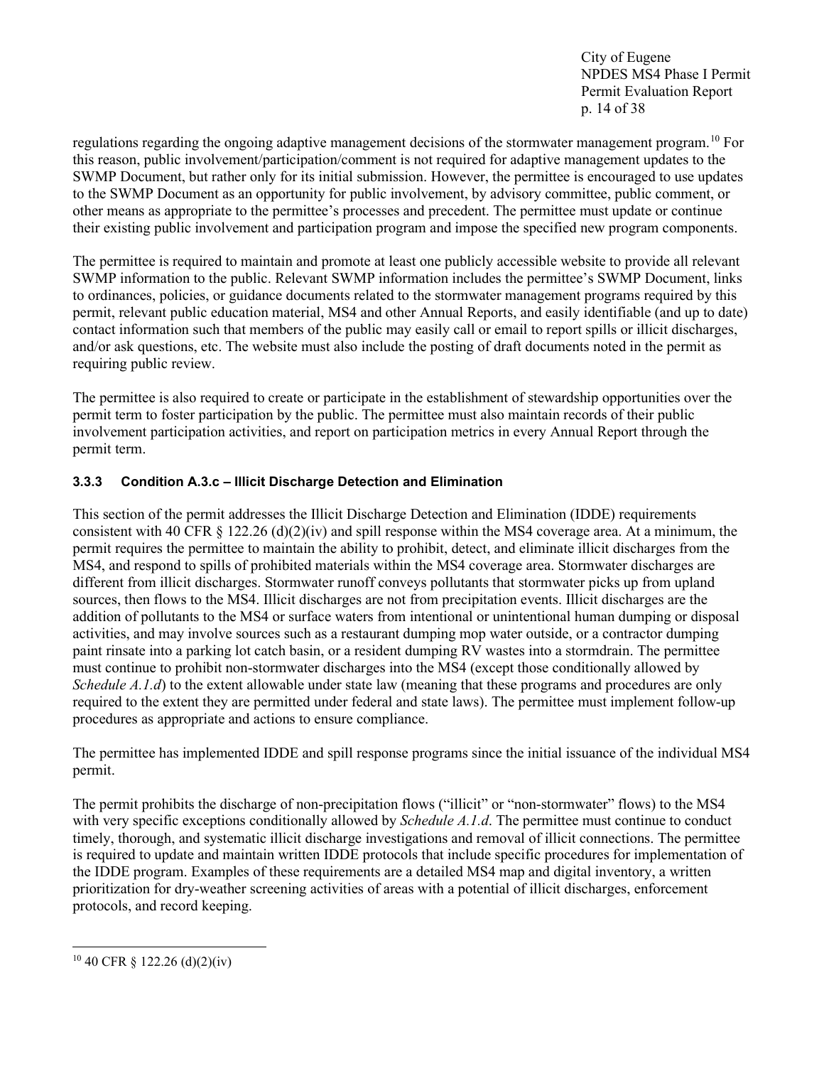regulations regarding the ongoing adaptive management decisions of the stormwater management program.[10] For this reason, public involvement/participation/comment is not required for adaptive management updates to the SWMP Document, but rather only for its initial submission. However, the permittee is encouraged to use updates to the SWMP Document as an opportunity for public involvement, by advisory committee, public comment, or other means as appropriate to the permittee's processes and precedent. The permittee must update or continue their existing public involvement and participation program and impose the specified new program components.

The permittee is required to maintain and promote at least one publicly accessible website to provide all relevant SWMP information to the public. Relevant SWMP information includes the permittee's SWMP Document, links to ordinances, policies, or guidance documents related to the stormwater management programs required by this permit, relevant public education material, MS4 and other Annual Reports, and easily identifiable (and up to date) contact information such that members of the public may easily call or email to report spills or illicit discharges, and/or ask questions, etc. The website must also include the posting of draft documents noted in the permit as requiring public review.

The permittee is also required to create or participate in the establishment of stewardship opportunities over the permit term to foster participation by the public. The permittee must also maintain records of their public involvement participation activities, and report on participation metrics in every Annual Report through the permit term.

### 3.3.3 Condition A.3.c – Illicit Discharge Detection and Elimination

This section of the permit addresses the Illicit Discharge Detection and Elimination (IDDE) requirements consistent with 40 CFR § 122.26 (d)(2)(iv) and spill response within the MS4 coverage area. At a minimum, the permit requires the permittee to maintain the ability to prohibit, detect, and eliminate illicit discharges from the MS4, and respond to spills of prohibited materials within the MS4 coverage area. Stormwater discharges are different from illicit discharges. Stormwater runoff conveys pollutants that stormwater picks up from upland sources, then flows to the MS4. Illicit discharges are not from precipitation events. Illicit discharges are the addition of pollutants to the MS4 or surface waters from intentional or unintentional human dumping or disposal activities, and may involve sources such as a restaurant dumping mop water outside, or a contractor dumping paint rinsate into a parking lot catch basin, or a resident dumping RV wastes into a stormdrain. The permittee must continue to prohibit non-stormwater discharges into the MS4 (except those conditionally allowed by *Schedule A.1.d*) to the extent allowable under state law (meaning that these programs and procedures are only required to the extent they are permitted under federal and state laws). The permittee must implement follow-up procedures as appropriate and actions to ensure compliance.

The permittee has implemented IDDE and spill response programs since the initial issuance of the individual MS4 permit.

The permit prohibits the discharge of non-precipitation flows ("illicit" or "non-stormwater" flows) to the MS4 with very specific exceptions conditionally allowed by *Schedule A.1.d*. The permittee must continue to conduct timely, thorough, and systematic illicit discharge investigations and removal of illicit connections. The permittee is required to update and maintain written IDDE protocols that include specific procedures for implementation of the IDDE program. Examples of these requirements are a detailed MS4 map and digital inventory, a written prioritization for dry-weather screening activities of areas with a potential of illicit discharges, enforcement protocols, and record keeping.

---

[10] 40 CFR § 122.26 (d)(2)(iv)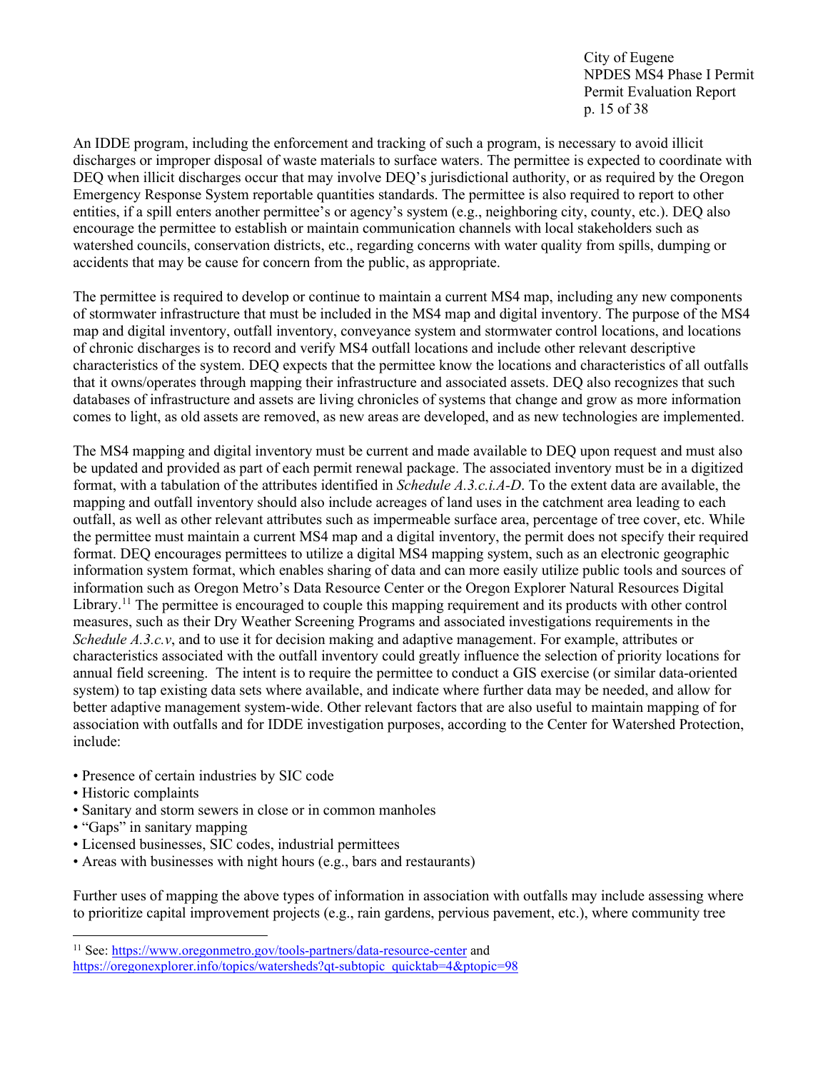An IDDE program, including the enforcement and tracking of such a program, is necessary to avoid illicit discharges or improper disposal of waste materials to surface waters. The permittee is expected to coordinate with DEQ when illicit discharges occur that may involve DEQ's jurisdictional authority, or as required by the Oregon Emergency Response System reportable quantities standards. The permittee is also required to report to other entities, if a spill enters another permittee's or agency's system (e.g., neighboring city, county, etc.). DEQ also encourage the permittee to establish or maintain communication channels with local stakeholders such as watershed councils, conservation districts, etc., regarding concerns with water quality from spills, dumping or accidents that may be cause for concern from the public, as appropriate.

The permittee is required to develop or continue to maintain a current MS4 map, including any new components of stormwater infrastructure that must be included in the MS4 map and digital inventory. The purpose of the MS4 map and digital inventory, outfall inventory, conveyance system and stormwater control locations, and locations of chronic discharges is to record and verify MS4 outfall locations and include other relevant descriptive characteristics of the system. DEQ expects that the permittee know the locations and characteristics of all outfalls that it owns/operates through mapping their infrastructure and associated assets. DEQ also recognizes that such databases of infrastructure and assets are living chronicles of systems that change and grow as more information comes to light, as old assets are removed, as new areas are developed, and as new technologies are implemented.

The MS4 mapping and digital inventory must be current and made available to DEQ upon request and must also be updated and provided as part of each permit renewal package. The associated inventory must be in a digitized format, with a tabulation of the attributes identified in *Schedule A.3.c.i.A-D*. To the extent data are available, the mapping and outfall inventory should also include acreages of land uses in the catchment area leading to each outfall, as well as other relevant attributes such as impermeable surface area, percentage of tree cover, etc. While the permittee must maintain a current MS4 map and a digital inventory, the permit does not specify their required format. DEQ encourages permittees to utilize a digital MS4 mapping system, such as an electronic geographic information system format, which enables sharing of data and can more easily utilize public tools and sources of information such as Oregon Metro's Data Resource Center or the Oregon Explorer Natural Resources Digital Library.[11] The permittee is encouraged to couple this mapping requirement and its products with other control measures, such as their Dry Weather Screening Programs and associated investigations requirements in the *Schedule A.3.c.v*, and to use it for decision making and adaptive management. For example, attributes or characteristics associated with the outfall inventory could greatly influence the selection of priority locations for annual field screening. The intent is to require the permittee to conduct a GIS exercise (or similar data-oriented system) to tap existing data sets where available, and indicate where further data may be needed, and allow for better adaptive management system-wide. Other relevant factors that are also useful to maintain mapping of for association with outfalls and for IDDE investigation purposes, according to the Center for Watershed Protection, include:

- Presence of certain industries by SIC code
- Historic complaints
- Sanitary and storm sewers in close or in common manholes
- "Gaps" in sanitary mapping
- Licensed businesses, SIC codes, industrial permittees
- Areas with businesses with night hours (e.g., bars and restaurants)

Further uses of mapping the above types of information in association with outfalls may include assessing where to prioritize capital improvement projects (e.g., rain gardens, pervious pavement, etc.), where community tree

---

[11] See: https://www.oregonmetro.gov/tools-partners/data-resource-center and https://oregonexplorer.info/topics/watersheds?qt-subtopic_quicktab=4&ptopic=98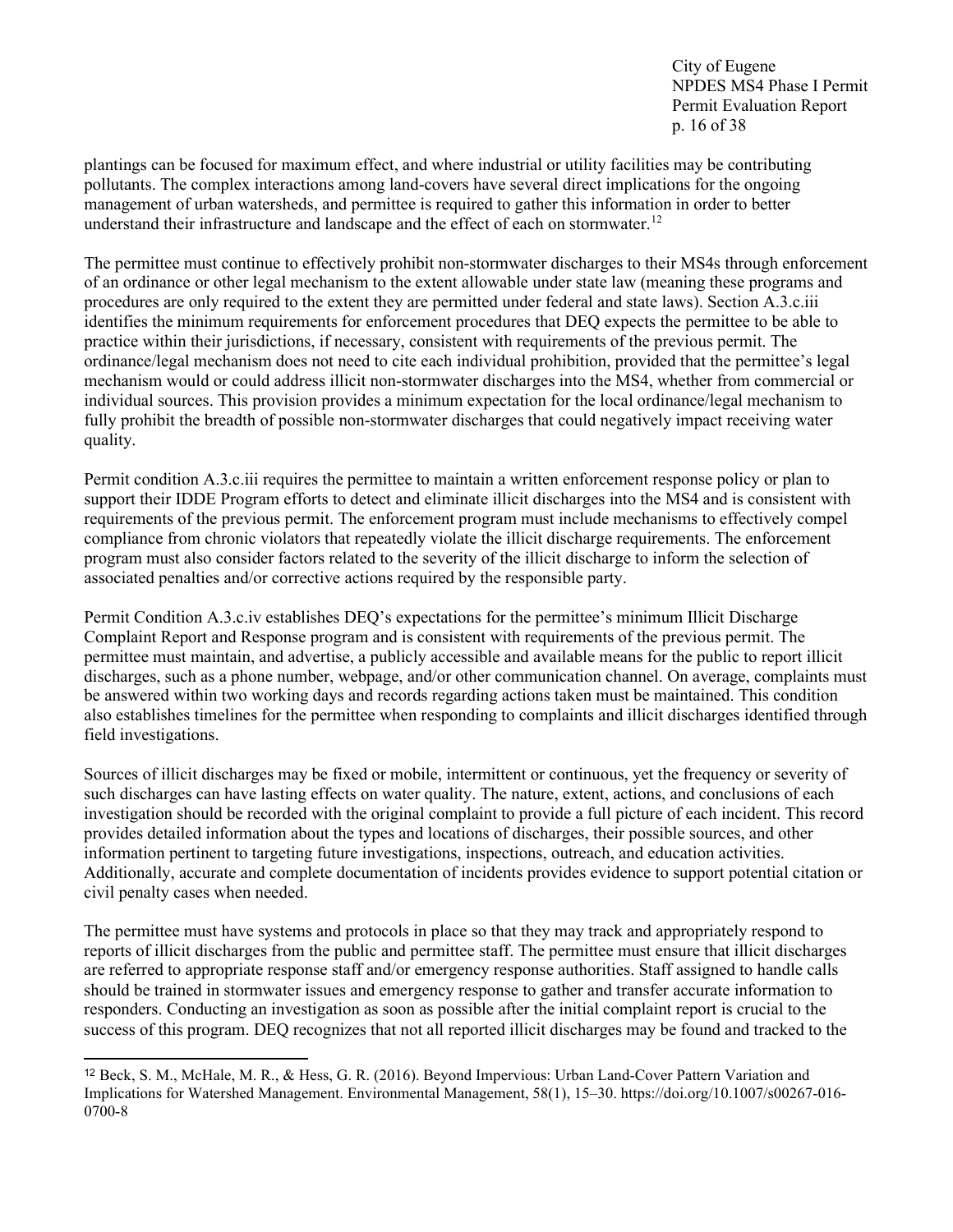plantings can be focused for maximum effect, and where industrial or utility facilities may be contributing pollutants. The complex interactions among land-covers have several direct implications for the ongoing management of urban watersheds, and permittee is required to gather this information in order to better understand their infrastructure and landscape and the effect of each on stormwater.[12]

The permittee must continue to effectively prohibit non-stormwater discharges to their MS4s through enforcement of an ordinance or other legal mechanism to the extent allowable under state law (meaning these programs and procedures are only required to the extent they are permitted under federal and state laws). Section A.3.c.iii identifies the minimum requirements for enforcement procedures that DEQ expects the permittee to be able to practice within their jurisdictions, if necessary, consistent with requirements of the previous permit. The ordinance/legal mechanism does not need to cite each individual prohibition, provided that the permittee's legal mechanism would or could address illicit non-stormwater discharges into the MS4, whether from commercial or individual sources. This provision provides a minimum expectation for the local ordinance/legal mechanism to fully prohibit the breadth of possible non-stormwater discharges that could negatively impact receiving water quality.

Permit condition A.3.c.iii requires the permittee to maintain a written enforcement response policy or plan to support their IDDE Program efforts to detect and eliminate illicit discharges into the MS4 and is consistent with requirements of the previous permit. The enforcement program must include mechanisms to effectively compel compliance from chronic violators that repeatedly violate the illicit discharge requirements. The enforcement program must also consider factors related to the severity of the illicit discharge to inform the selection of associated penalties and/or corrective actions required by the responsible party.

Permit Condition A.3.c.iv establishes DEQ's expectations for the permittee's minimum Illicit Discharge Complaint Report and Response program and is consistent with requirements of the previous permit. The permittee must maintain, and advertise, a publicly accessible and available means for the public to report illicit discharges, such as a phone number, webpage, and/or other communication channel. On average, complaints must be answered within two working days and records regarding actions taken must be maintained. This condition also establishes timelines for the permittee when responding to complaints and illicit discharges identified through field investigations.

Sources of illicit discharges may be fixed or mobile, intermittent or continuous, yet the frequency or severity of such discharges can have lasting effects on water quality. The nature, extent, actions, and conclusions of each investigation should be recorded with the original complaint to provide a full picture of each incident. This record provides detailed information about the types and locations of discharges, their possible sources, and other information pertinent to targeting future investigations, inspections, outreach, and education activities. Additionally, accurate and complete documentation of incidents provides evidence to support potential citation or civil penalty cases when needed.

The permittee must have systems and protocols in place so that they may track and appropriately respond to reports of illicit discharges from the public and permittee staff. The permittee must ensure that illicit discharges are referred to appropriate response staff and/or emergency response authorities. Staff assigned to handle calls should be trained in stormwater issues and emergency response to gather and transfer accurate information to responders. Conducting an investigation as soon as possible after the initial complaint report is crucial to the success of this program. DEQ recognizes that not all reported illicit discharges may be found and tracked to the

---

[12] Beck, S. M., McHale, M. R., & Hess, G. R. (2016). Beyond Impervious: Urban Land-Cover Pattern Variation and Implications for Watershed Management. Environmental Management, 58(1), 15–30. https://doi.org/10.1007/s00267-016-0700-8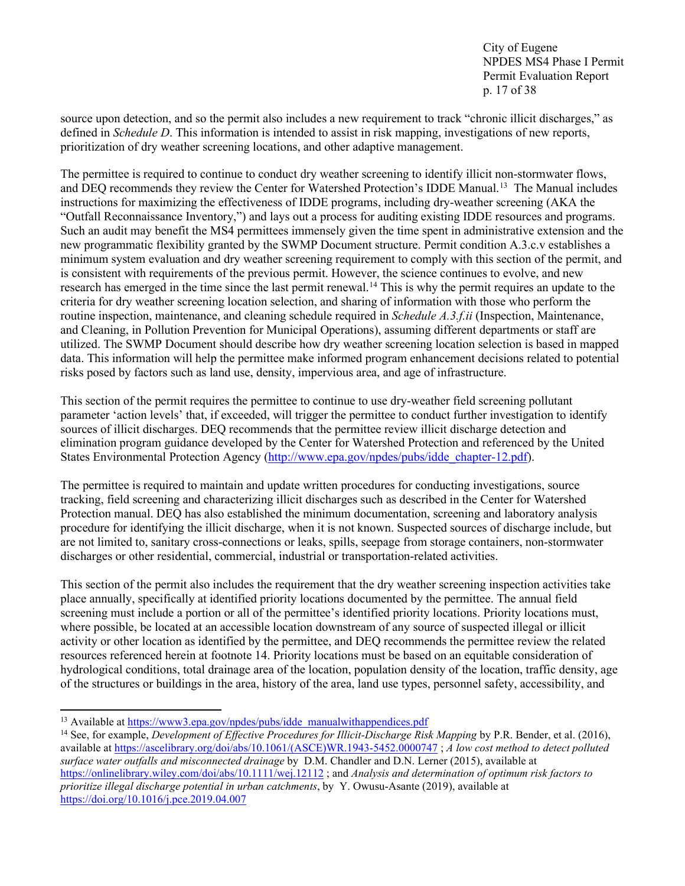source upon detection, and so the permit also includes a new requirement to track "chronic illicit discharges," as defined in *Schedule D*. This information is intended to assist in risk mapping, investigations of new reports, prioritization of dry weather screening locations, and other adaptive management.

The permittee is required to continue to conduct dry weather screening to identify illicit non-stormwater flows, and DEQ recommends they review the Center for Watershed Protection's IDDE Manual.[13] The Manual includes instructions for maximizing the effectiveness of IDDE programs, including dry-weather screening (AKA the "Outfall Reconnaissance Inventory,") and lays out a process for auditing existing IDDE resources and programs. Such an audit may benefit the MS4 permittees immensely given the time spent in administrative extension and the new programmatic flexibility granted by the SWMP Document structure. Permit condition A.3.c.v establishes a minimum system evaluation and dry weather screening requirement to comply with this section of the permit, and is consistent with requirements of the previous permit. However, the science continues to evolve, and new research has emerged in the time since the last permit renewal.[14] This is why the permit requires an update to the criteria for dry weather screening location selection, and sharing of information with those who perform the routine inspection, maintenance, and cleaning schedule required in *Schedule A.3.f.ii* (Inspection, Maintenance, and Cleaning, in Pollution Prevention for Municipal Operations), assuming different departments or staff are utilized. The SWMP Document should describe how dry weather screening location selection is based in mapped data. This information will help the permittee make informed program enhancement decisions related to potential risks posed by factors such as land use, density, impervious area, and age of infrastructure.

This section of the permit requires the permittee to continue to use dry-weather field screening pollutant parameter 'action levels' that, if exceeded, will trigger the permittee to conduct further investigation to identify sources of illicit discharges. DEQ recommends that the permittee review illicit discharge detection and elimination program guidance developed by the Center for Watershed Protection and referenced by the United States Environmental Protection Agency (http://www.epa.gov/npdes/pubs/idde_chapter-12.pdf).

The permittee is required to maintain and update written procedures for conducting investigations, source tracking, field screening and characterizing illicit discharges such as described in the Center for Watershed Protection manual. DEQ has also established the minimum documentation, screening and laboratory analysis procedure for identifying the illicit discharge, when it is not known. Suspected sources of discharge include, but are not limited to, sanitary cross-connections or leaks, spills, seepage from storage containers, non-stormwater discharges or other residential, commercial, industrial or transportation-related activities.

This section of the permit also includes the requirement that the dry weather screening inspection activities take place annually, specifically at identified priority locations documented by the permittee. The annual field screening must include a portion or all of the permittee's identified priority locations. Priority locations must, where possible, be located at an accessible location downstream of any source of suspected illegal or illicit activity or other location as identified by the permittee, and DEQ recommends the permittee review the related resources referenced herein at footnote 14. Priority locations must be based on an equitable consideration of hydrological conditions, total drainage area of the location, population density of the location, traffic density, age of the structures or buildings in the area, history of the area, land use types, personnel safety, accessibility, and

---

[13] Available at https://www3.epa.gov/npdes/pubs/idde_manualwithappendices.pdf

[14] See, for example, *Development of Effective Procedures for Illicit-Discharge Risk Mapping* by P.R. Bender, et al. (2016), available at https://ascelibrary.org/doi/abs/10.1061/(ASCE)WR.1943-5452.0000747 ; *A low cost method to detect polluted surface water outfalls and misconnected drainage* by D.M. Chandler and D.N. Lerner (2015), available at https://onlinelibrary.wiley.com/doi/abs/10.1111/wej.12112 ; and *Analysis and determination of optimum risk factors to prioritize illegal discharge potential in urban catchments*, by Y. Owusu-Asante (2019), available at https://doi.org/10.1016/j.pce.2019.04.007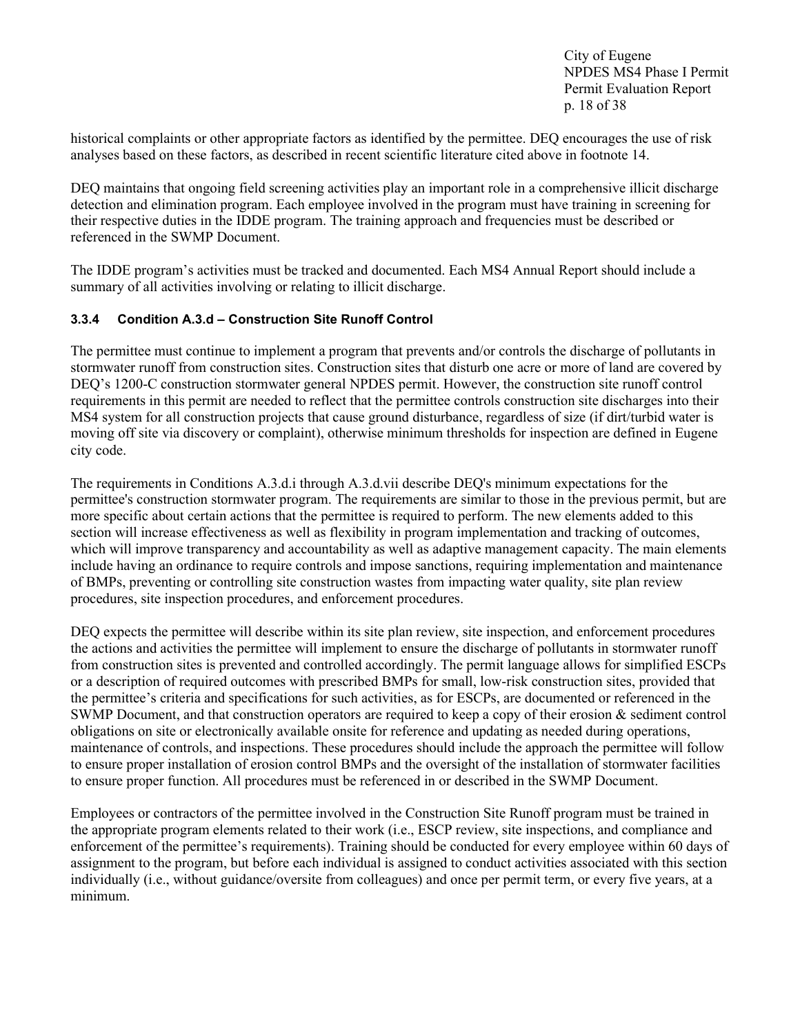historical complaints or other appropriate factors as identified by the permittee. DEQ encourages the use of risk analyses based on these factors, as described in recent scientific literature cited above in footnote 14.

DEQ maintains that ongoing field screening activities play an important role in a comprehensive illicit discharge detection and elimination program. Each employee involved in the program must have training in screening for their respective duties in the IDDE program. The training approach and frequencies must be described or referenced in the SWMP Document.

The IDDE program's activities must be tracked and documented. Each MS4 Annual Report should include a summary of all activities involving or relating to illicit discharge.

### 3.3.4 Condition A.3.d – Construction Site Runoff Control

The permittee must continue to implement a program that prevents and/or controls the discharge of pollutants in stormwater runoff from construction sites. Construction sites that disturb one acre or more of land are covered by DEQ's 1200-C construction stormwater general NPDES permit. However, the construction site runoff control requirements in this permit are needed to reflect that the permittee controls construction site discharges into their MS4 system for all construction projects that cause ground disturbance, regardless of size (if dirt/turbid water is moving off site via discovery or complaint), otherwise minimum thresholds for inspection are defined in Eugene city code.

The requirements in Conditions A.3.d.i through A.3.d.vii describe DEQ's minimum expectations for the permittee's construction stormwater program. The requirements are similar to those in the previous permit, but are more specific about certain actions that the permittee is required to perform. The new elements added to this section will increase effectiveness as well as flexibility in program implementation and tracking of outcomes, which will improve transparency and accountability as well as adaptive management capacity. The main elements include having an ordinance to require controls and impose sanctions, requiring implementation and maintenance of BMPs, preventing or controlling site construction wastes from impacting water quality, site plan review procedures, site inspection procedures, and enforcement procedures.

DEQ expects the permittee will describe within its site plan review, site inspection, and enforcement procedures the actions and activities the permittee will implement to ensure the discharge of pollutants in stormwater runoff from construction sites is prevented and controlled accordingly. The permit language allows for simplified ESCPs or a description of required outcomes with prescribed BMPs for small, low-risk construction sites, provided that the permittee's criteria and specifications for such activities, as for ESCPs, are documented or referenced in the SWMP Document, and that construction operators are required to keep a copy of their erosion & sediment control obligations on site or electronically available onsite for reference and updating as needed during operations, maintenance of controls, and inspections. These procedures should include the approach the permittee will follow to ensure proper installation of erosion control BMPs and the oversight of the installation of stormwater facilities to ensure proper function. All procedures must be referenced in or described in the SWMP Document.

Employees or contractors of the permittee involved in the Construction Site Runoff program must be trained in the appropriate program elements related to their work (i.e., ESCP review, site inspections, and compliance and enforcement of the permittee's requirements). Training should be conducted for every employee within 60 days of assignment to the program, but before each individual is assigned to conduct activities associated with this section individually (i.e., without guidance/oversite from colleagues) and once per permit term, or every five years, at a minimum.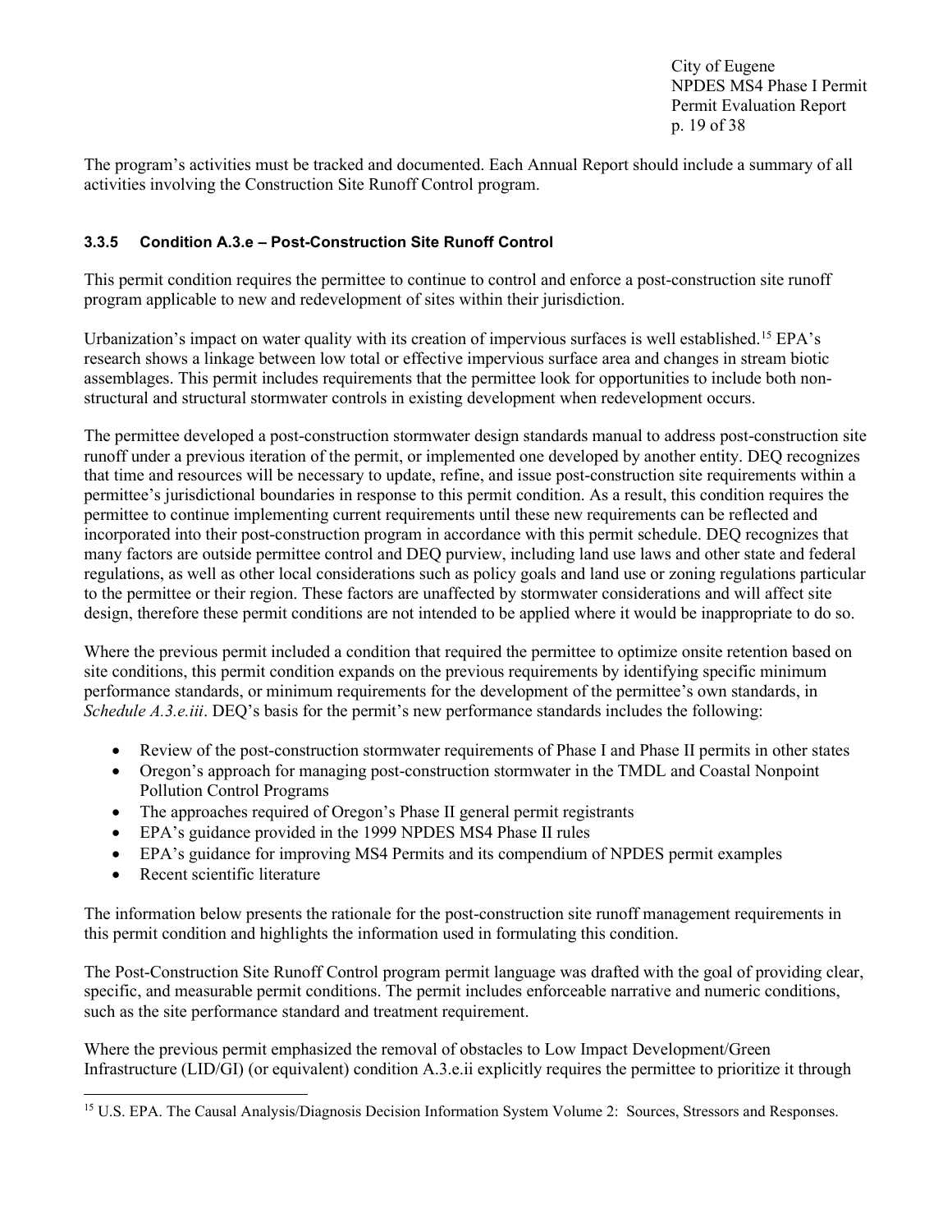The program's activities must be tracked and documented. Each Annual Report should include a summary of all activities involving the Construction Site Runoff Control program.

### 3.3.5 Condition A.3.e – Post-Construction Site Runoff Control

This permit condition requires the permittee to continue to control and enforce a post-construction site runoff program applicable to new and redevelopment of sites within their jurisdiction.

Urbanization's impact on water quality with its creation of impervious surfaces is well established.[15] EPA's research shows a linkage between low total or effective impervious surface area and changes in stream biotic assemblages. This permit includes requirements that the permittee look for opportunities to include both non-structural and structural stormwater controls in existing development when redevelopment occurs.

The permittee developed a post-construction stormwater design standards manual to address post-construction site runoff under a previous iteration of the permit, or implemented one developed by another entity. DEQ recognizes that time and resources will be necessary to update, refine, and issue post-construction site requirements within a permittee's jurisdictional boundaries in response to this permit condition. As a result, this condition requires the permittee to continue implementing current requirements until these new requirements can be reflected and incorporated into their post-construction program in accordance with this permit schedule. DEQ recognizes that many factors are outside permittee control and DEQ purview, including land use laws and other state and federal regulations, as well as other local considerations such as policy goals and land use or zoning regulations particular to the permittee or their region. These factors are unaffected by stormwater considerations and will affect site design, therefore these permit conditions are not intended to be applied where it would be inappropriate to do so.

Where the previous permit included a condition that required the permittee to optimize onsite retention based on site conditions, this permit condition expands on the previous requirements by identifying specific minimum performance standards, or minimum requirements for the development of the permittee's own standards, in *Schedule A.3.e.iii*. DEQ's basis for the permit's new performance standards includes the following:

- Review of the post-construction stormwater requirements of Phase I and Phase II permits in other states
- Oregon's approach for managing post-construction stormwater in the TMDL and Coastal Nonpoint Pollution Control Programs
- The approaches required of Oregon's Phase II general permit registrants
- EPA's guidance provided in the 1999 NPDES MS4 Phase II rules
- EPA's guidance for improving MS4 Permits and its compendium of NPDES permit examples
- Recent scientific literature

The information below presents the rationale for the post-construction site runoff management requirements in this permit condition and highlights the information used in formulating this condition.

The Post-Construction Site Runoff Control program permit language was drafted with the goal of providing clear, specific, and measurable permit conditions. The permit includes enforceable narrative and numeric conditions, such as the site performance standard and treatment requirement.

Where the previous permit emphasized the removal of obstacles to Low Impact Development/Green Infrastructure (LID/GI) (or equivalent) condition A.3.e.ii explicitly requires the permittee to prioritize it through

[15] U.S. EPA. The Causal Analysis/Diagnosis Decision Information System Volume 2: Sources, Stressors and Responses.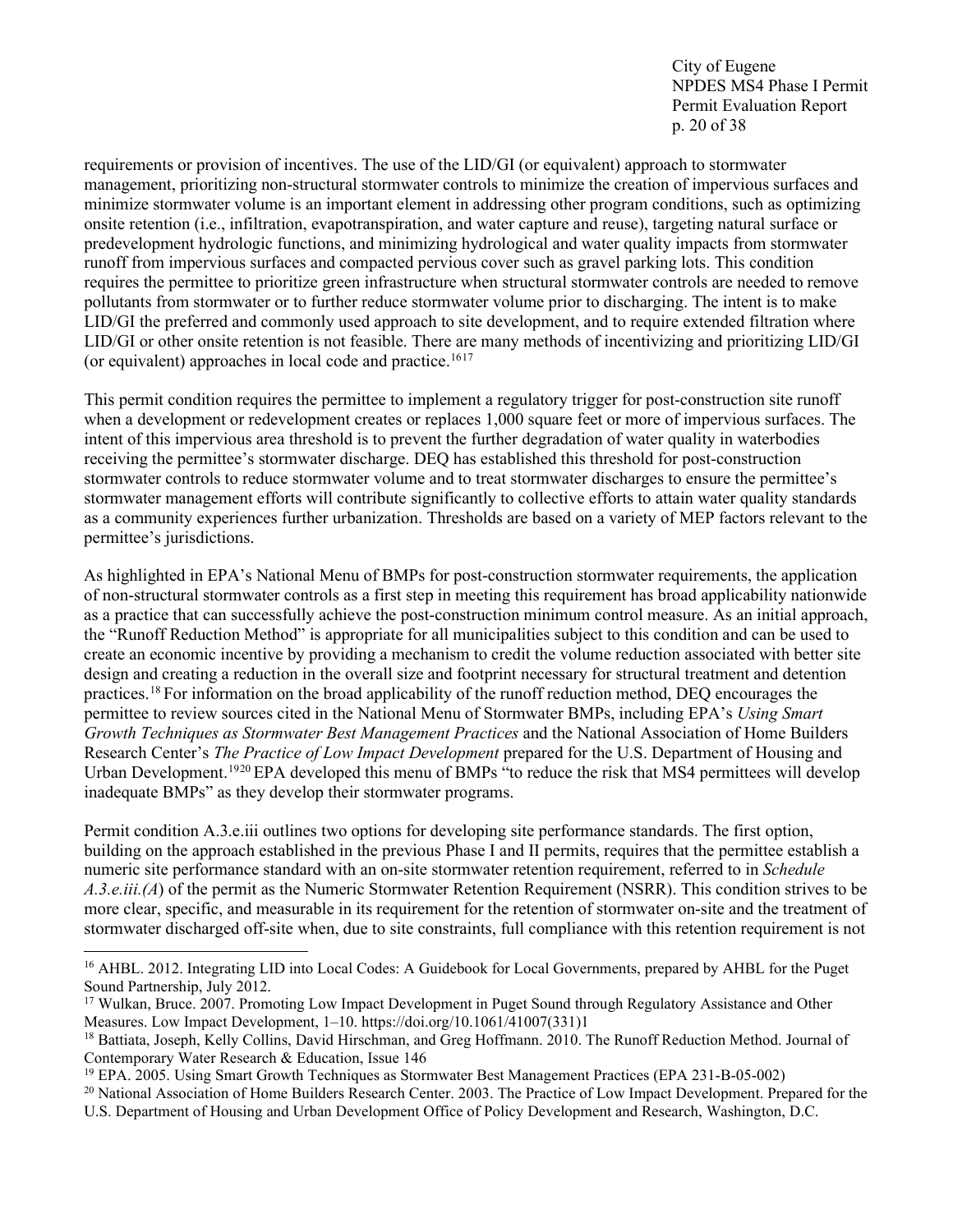requirements or provision of incentives. The use of the LID/GI (or equivalent) approach to stormwater management, prioritizing non-structural stormwater controls to minimize the creation of impervious surfaces and minimize stormwater volume is an important element in addressing other program conditions, such as optimizing onsite retention (i.e., infiltration, evapotranspiration, and water capture and reuse), targeting natural surface or predevelopment hydrologic functions, and minimizing hydrological and water quality impacts from stormwater runoff from impervious surfaces and compacted pervious cover such as gravel parking lots. This condition requires the permittee to prioritize green infrastructure when structural stormwater controls are needed to remove pollutants from stormwater or to further reduce stormwater volume prior to discharging. The intent is to make LID/GI the preferred and commonly used approach to site development, and to require extended filtration where LID/GI or other onsite retention is not feasible. There are many methods of incentivizing and prioritizing LID/GI (or equivalent) approaches in local code and practice.[16][17]

This permit condition requires the permittee to implement a regulatory trigger for post-construction site runoff when a development or redevelopment creates or replaces 1,000 square feet or more of impervious surfaces. The intent of this impervious area threshold is to prevent the further degradation of water quality in waterbodies receiving the permittee's stormwater discharge. DEQ has established this threshold for post-construction stormwater controls to reduce stormwater volume and to treat stormwater discharges to ensure the permittee's stormwater management efforts will contribute significantly to collective efforts to attain water quality standards as a community experiences further urbanization. Thresholds are based on a variety of MEP factors relevant to the permittee's jurisdictions.

As highlighted in EPA's National Menu of BMPs for post-construction stormwater requirements, the application of non-structural stormwater controls as a first step in meeting this requirement has broad applicability nationwide as a practice that can successfully achieve the post-construction minimum control measure. As an initial approach, the "Runoff Reduction Method" is appropriate for all municipalities subject to this condition and can be used to create an economic incentive by providing a mechanism to credit the volume reduction associated with better site design and creating a reduction in the overall size and footprint necessary for structural treatment and detention practices.[18] For information on the broad applicability of the runoff reduction method, DEQ encourages the permittee to review sources cited in the National Menu of Stormwater BMPs, including EPA's *Using Smart Growth Techniques as Stormwater Best Management Practices* and the National Association of Home Builders Research Center's *The Practice of Low Impact Development* prepared for the U.S. Department of Housing and Urban Development.[19][20] EPA developed this menu of BMPs "to reduce the risk that MS4 permittees will develop inadequate BMPs" as they develop their stormwater programs.

Permit condition A.3.e.iii outlines two options for developing site performance standards. The first option, building on the approach established in the previous Phase I and II permits, requires that the permittee establish a numeric site performance standard with an on-site stormwater retention requirement, referred to in *Schedule A.3.e.iii.(A)* of the permit as the Numeric Stormwater Retention Requirement (NSRR). This condition strives to be more clear, specific, and measurable in its requirement for the retention of stormwater on-site and the treatment of stormwater discharged off-site when, due to site constraints, full compliance with this retention requirement is not

---

[16] AHBL. 2012. Integrating LID into Local Codes: A Guidebook for Local Governments, prepared by AHBL for the Puget Sound Partnership, July 2012.

[17] Wulkan, Bruce. 2007. Promoting Low Impact Development in Puget Sound through Regulatory Assistance and Other Measures. Low Impact Development, 1–10. https://doi.org/10.1061/41007(331)1

[18] Battiata, Joseph, Kelly Collins, David Hirschman, and Greg Hoffmann. 2010. The Runoff Reduction Method. Journal of Contemporary Water Research & Education, Issue 146

[19] EPA. 2005. Using Smart Growth Techniques as Stormwater Best Management Practices (EPA 231-B-05-002)

[20] National Association of Home Builders Research Center. 2003. The Practice of Low Impact Development. Prepared for the U.S. Department of Housing and Urban Development Office of Policy Development and Research, Washington, D.C.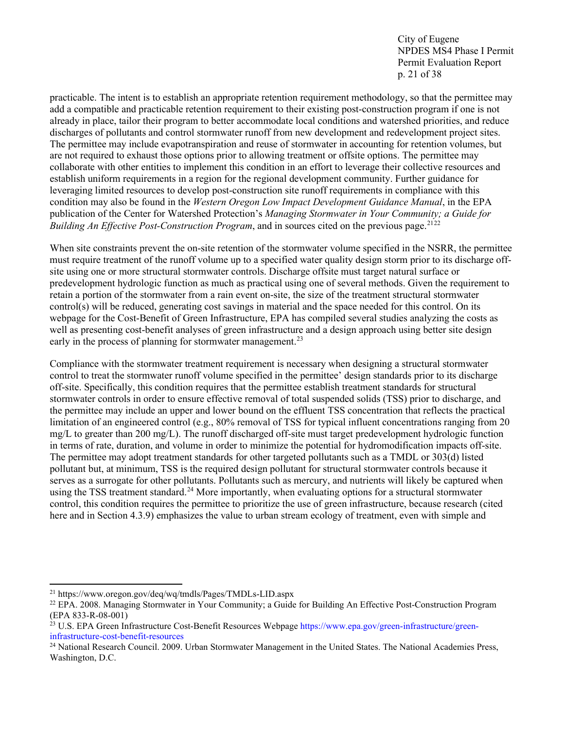practicable. The intent is to establish an appropriate retention requirement methodology, so that the permittee may add a compatible and practicable retention requirement to their existing post-construction program if one is not already in place, tailor their program to better accommodate local conditions and watershed priorities, and reduce discharges of pollutants and control stormwater runoff from new development and redevelopment project sites. The permittee may include evapotranspiration and reuse of stormwater in accounting for retention volumes, but are not required to exhaust those options prior to allowing treatment or offsite options. The permittee may collaborate with other entities to implement this condition in an effort to leverage their collective resources and establish uniform requirements in a region for the regional development community. Further guidance for leveraging limited resources to develop post-construction site runoff requirements in compliance with this condition may also be found in the *Western Oregon Low Impact Development Guidance Manual*, in the EPA publication of the Center for Watershed Protection's *Managing Stormwater in Your Community; a Guide for Building An Effective Post-Construction Program*, and in sources cited on the previous page.[21][22]

When site constraints prevent the on-site retention of the stormwater volume specified in the NSRR, the permittee must require treatment of the runoff volume up to a specified water quality design storm prior to its discharge off-site using one or more structural stormwater controls. Discharge offsite must target natural surface or predevelopment hydrologic function as much as practical using one of several methods. Given the requirement to retain a portion of the stormwater from a rain event on-site, the size of the treatment structural stormwater control(s) will be reduced, generating cost savings in material and the space needed for this control. On its webpage for the Cost-Benefit of Green Infrastructure, EPA has compiled several studies analyzing the costs as well as presenting cost-benefit analyses of green infrastructure and a design approach using better site design early in the process of planning for stormwater management.[23]

Compliance with the stormwater treatment requirement is necessary when designing a structural stormwater control to treat the stormwater runoff volume specified in the permittee' design standards prior to its discharge off-site. Specifically, this condition requires that the permittee establish treatment standards for structural stormwater controls in order to ensure effective removal of total suspended solids (TSS) prior to discharge, and the permittee may include an upper and lower bound on the effluent TSS concentration that reflects the practical limitation of an engineered control (e.g., 80% removal of TSS for typical influent concentrations ranging from 20 mg/L to greater than 200 mg/L). The runoff discharged off-site must target predevelopment hydrologic function in terms of rate, duration, and volume in order to minimize the potential for hydromodification impacts off-site. The permittee may adopt treatment standards for other targeted pollutants such as a TMDL or 303(d) listed pollutant but, at minimum, TSS is the required design pollutant for structural stormwater controls because it serves as a surrogate for other pollutants. Pollutants such as mercury, and nutrients will likely be captured when using the TSS treatment standard.[24] More importantly, when evaluating options for a structural stormwater control, this condition requires the permittee to prioritize the use of green infrastructure, because research (cited here and in Section 4.3.9) emphasizes the value to urban stream ecology of treatment, even with simple and

---

[21] https://www.oregon.gov/deq/wq/tmdls/Pages/TMDLs-LID.aspx

[22] EPA. 2008. Managing Stormwater in Your Community; a Guide for Building An Effective Post-Construction Program (EPA 833-R-08-001)

[23] U.S. EPA Green Infrastructure Cost-Benefit Resources Webpage https://www.epa.gov/green-infrastructure/green-infrastructure-cost-benefit-resources

[24] National Research Council. 2009. Urban Stormwater Management in the United States. The National Academies Press, Washington, D.C.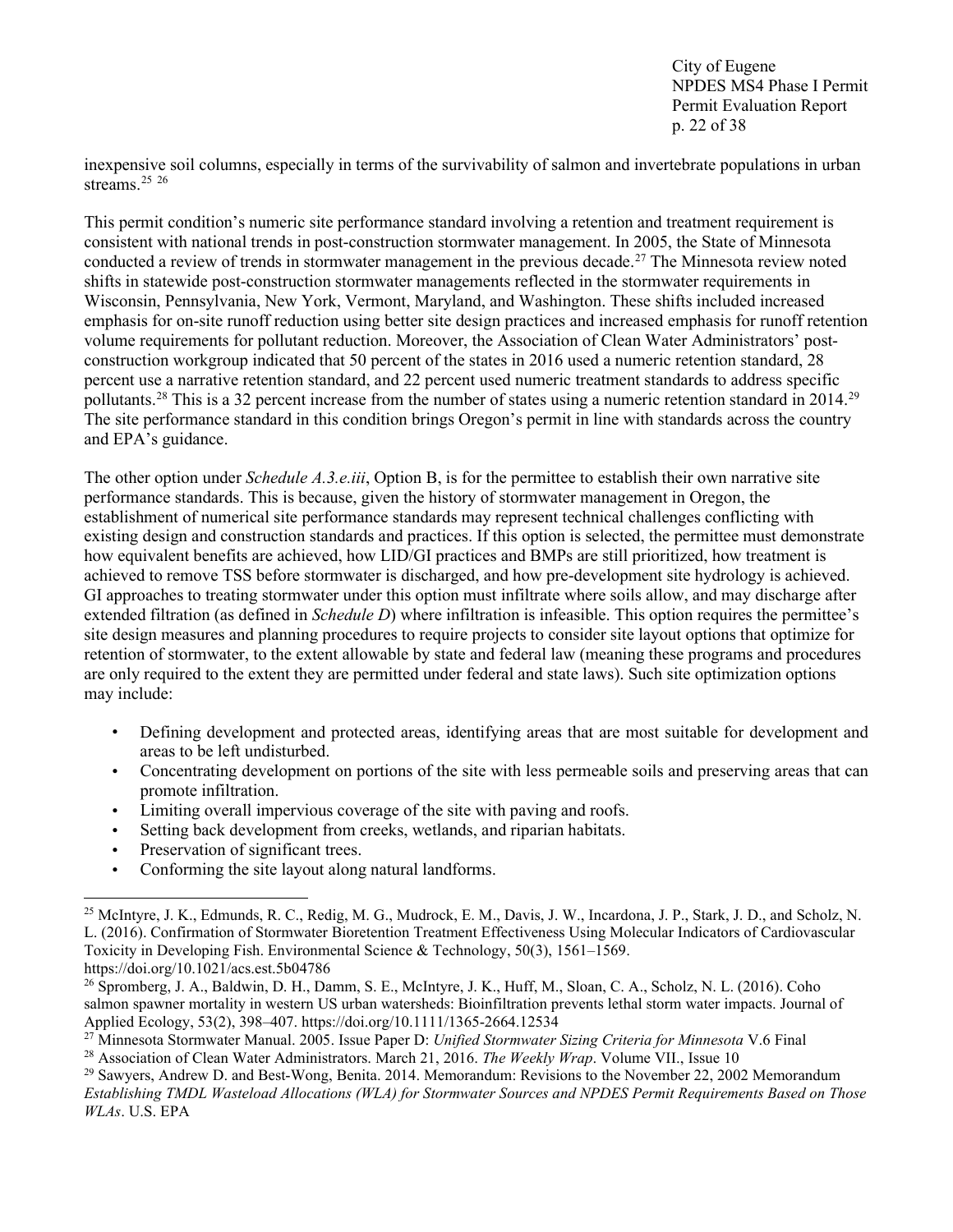inexpensive soil columns, especially in terms of the survivability of salmon and invertebrate populations in urban streams.[25] [26]

This permit condition's numeric site performance standard involving a retention and treatment requirement is consistent with national trends in post-construction stormwater management. In 2005, the State of Minnesota conducted a review of trends in stormwater management in the previous decade.[27] The Minnesota review noted shifts in statewide post-construction stormwater managements reflected in the stormwater requirements in Wisconsin, Pennsylvania, New York, Vermont, Maryland, and Washington. These shifts included increased emphasis for on-site runoff reduction using better site design practices and increased emphasis for runoff retention volume requirements for pollutant reduction. Moreover, the Association of Clean Water Administrators' post-construction workgroup indicated that 50 percent of the states in 2016 used a numeric retention standard, 28 percent use a narrative retention standard, and 22 percent used numeric treatment standards to address specific pollutants.[28] This is a 32 percent increase from the number of states using a numeric retention standard in 2014.[29] The site performance standard in this condition brings Oregon's permit in line with standards across the country and EPA's guidance.

The other option under *Schedule A.3.e.iii*, Option B, is for the permittee to establish their own narrative site performance standards. This is because, given the history of stormwater management in Oregon, the establishment of numerical site performance standards may represent technical challenges conflicting with existing design and construction standards and practices. If this option is selected, the permittee must demonstrate how equivalent benefits are achieved, how LID/GI practices and BMPs are still prioritized, how treatment is achieved to remove TSS before stormwater is discharged, and how pre-development site hydrology is achieved. GI approaches to treating stormwater under this option must infiltrate where soils allow, and may discharge after extended filtration (as defined in *Schedule D*) where infiltration is infeasible. This option requires the permittee's site design measures and planning procedures to require projects to consider site layout options that optimize for retention of stormwater, to the extent allowable by state and federal law (meaning these programs and procedures are only required to the extent they are permitted under federal and state laws). Such site optimization options may include:

- Defining development and protected areas, identifying areas that are most suitable for development and areas to be left undisturbed.
- Concentrating development on portions of the site with less permeable soils and preserving areas that can promote infiltration.
- Limiting overall impervious coverage of the site with paving and roofs.
- Setting back development from creeks, wetlands, and riparian habitats.
- Preservation of significant trees.
- Conforming the site layout along natural landforms.

---

[25] McIntyre, J. K., Edmunds, R. C., Redig, M. G., Mudrock, E. M., Davis, J. W., Incardona, J. P., Stark, J. D., and Scholz, N. L. (2016). Confirmation of Stormwater Bioretention Treatment Effectiveness Using Molecular Indicators of Cardiovascular Toxicity in Developing Fish. Environmental Science & Technology, 50(3), 1561–1569. https://doi.org/10.1021/acs.est.5b04786

[26] Spromberg, J. A., Baldwin, D. H., Damm, S. E., McIntyre, J. K., Huff, M., Sloan, C. A., Scholz, N. L. (2016). Coho salmon spawner mortality in western US urban watersheds: Bioinfiltration prevents lethal storm water impacts. Journal of Applied Ecology, 53(2), 398–407. https://doi.org/10.1111/1365-2664.12534

[27] Minnesota Stormwater Manual. 2005. Issue Paper D: *Unified Stormwater Sizing Criteria for Minnesota* V.6 Final

[28] Association of Clean Water Administrators. March 21, 2016. *The Weekly Wrap*. Volume VII., Issue 10

[29] Sawyers, Andrew D. and Best-Wong, Benita. 2014. Memorandum: Revisions to the November 22, 2002 Memorandum *Establishing TMDL Wasteload Allocations (WLA) for Stormwater Sources and NPDES Permit Requirements Based on Those WLAs*. U.S. EPA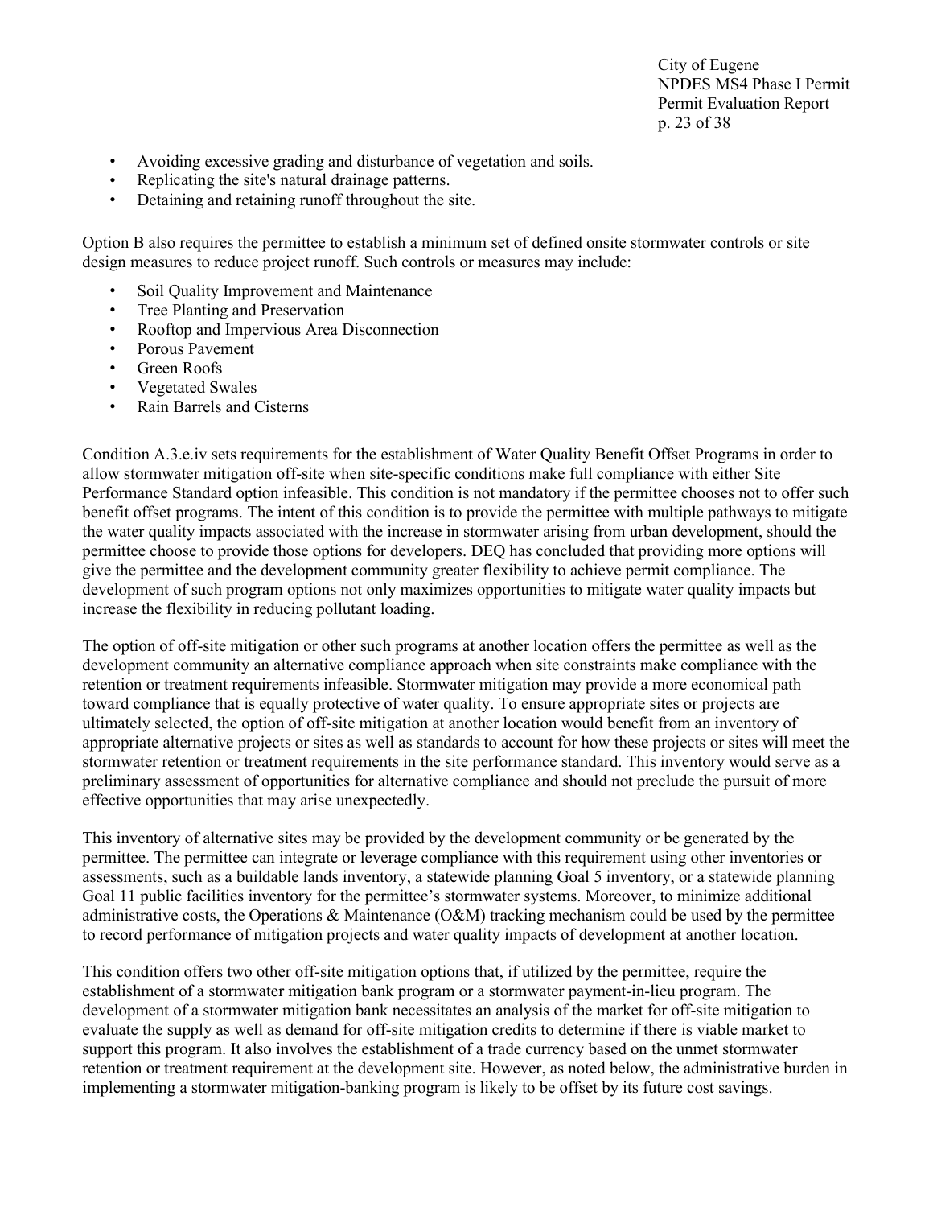- Avoiding excessive grading and disturbance of vegetation and soils.
- Replicating the site's natural drainage patterns.
- Detaining and retaining runoff throughout the site.

Option B also requires the permittee to establish a minimum set of defined onsite stormwater controls or site design measures to reduce project runoff. Such controls or measures may include:

- Soil Quality Improvement and Maintenance
- Tree Planting and Preservation
- Rooftop and Impervious Area Disconnection
- Porous Pavement
- Green Roofs
- Vegetated Swales
- Rain Barrels and Cisterns

Condition A.3.e.iv sets requirements for the establishment of Water Quality Benefit Offset Programs in order to allow stormwater mitigation off-site when site-specific conditions make full compliance with either Site Performance Standard option infeasible. This condition is not mandatory if the permittee chooses not to offer such benefit offset programs. The intent of this condition is to provide the permittee with multiple pathways to mitigate the water quality impacts associated with the increase in stormwater arising from urban development, should the permittee choose to provide those options for developers. DEQ has concluded that providing more options will give the permittee and the development community greater flexibility to achieve permit compliance. The development of such program options not only maximizes opportunities to mitigate water quality impacts but increase the flexibility in reducing pollutant loading.

The option of off-site mitigation or other such programs at another location offers the permittee as well as the development community an alternative compliance approach when site constraints make compliance with the retention or treatment requirements infeasible. Stormwater mitigation may provide a more economical path toward compliance that is equally protective of water quality. To ensure appropriate sites or projects are ultimately selected, the option of off-site mitigation at another location would benefit from an inventory of appropriate alternative projects or sites as well as standards to account for how these projects or sites will meet the stormwater retention or treatment requirements in the site performance standard. This inventory would serve as a preliminary assessment of opportunities for alternative compliance and should not preclude the pursuit of more effective opportunities that may arise unexpectedly.

This inventory of alternative sites may be provided by the development community or be generated by the permittee. The permittee can integrate or leverage compliance with this requirement using other inventories or assessments, such as a buildable lands inventory, a statewide planning Goal 5 inventory, or a statewide planning Goal 11 public facilities inventory for the permittee's stormwater systems. Moreover, to minimize additional administrative costs, the Operations & Maintenance (O&M) tracking mechanism could be used by the permittee to record performance of mitigation projects and water quality impacts of development at another location.

This condition offers two other off-site mitigation options that, if utilized by the permittee, require the establishment of a stormwater mitigation bank program or a stormwater payment-in-lieu program. The development of a stormwater mitigation bank necessitates an analysis of the market for off-site mitigation to evaluate the supply as well as demand for off-site mitigation credits to determine if there is viable market to support this program. It also involves the establishment of a trade currency based on the unmet stormwater retention or treatment requirement at the development site. However, as noted below, the administrative burden in implementing a stormwater mitigation-banking program is likely to be offset by its future cost savings.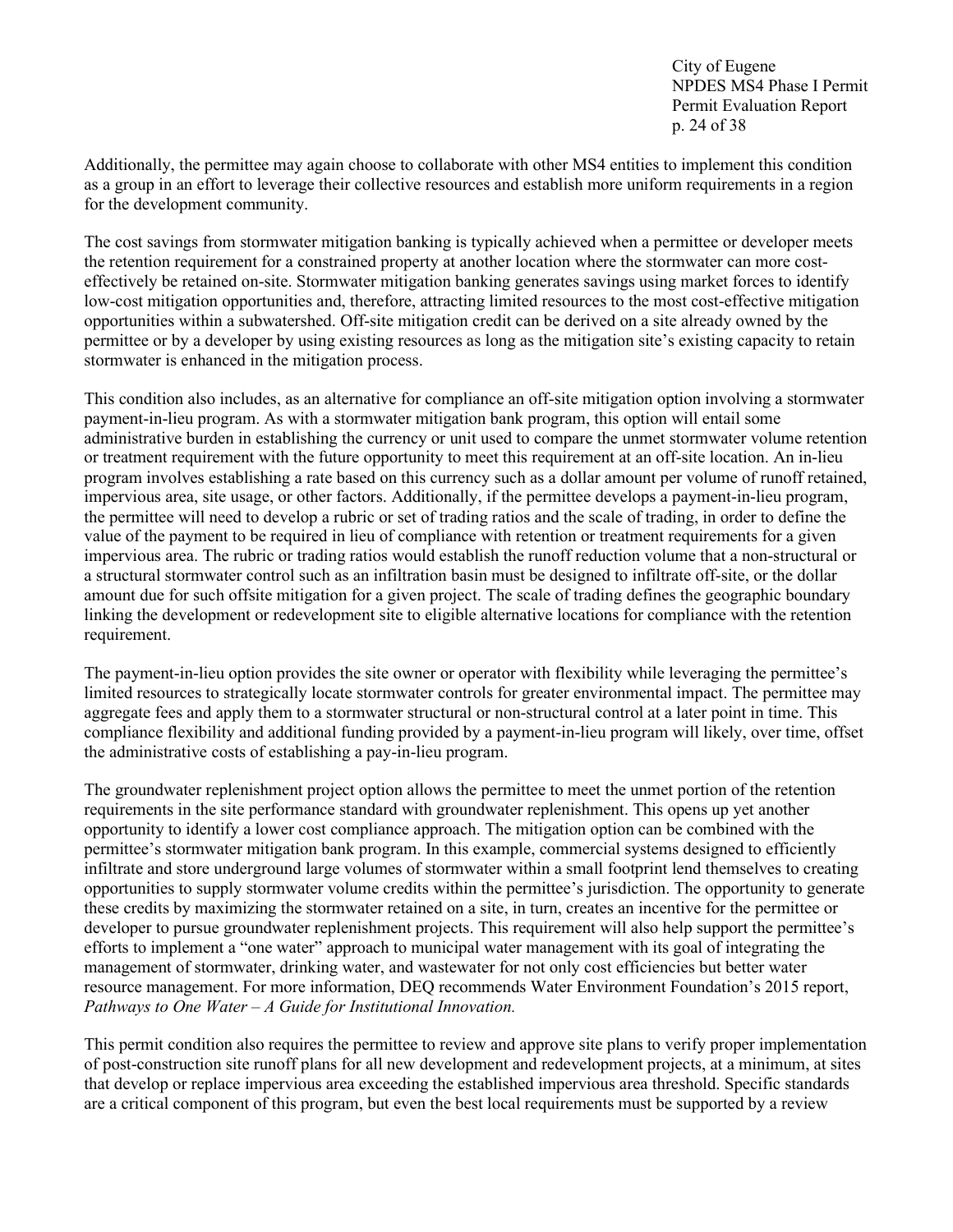Additionally, the permittee may again choose to collaborate with other MS4 entities to implement this condition as a group in an effort to leverage their collective resources and establish more uniform requirements in a region for the development community.

The cost savings from stormwater mitigation banking is typically achieved when a permittee or developer meets the retention requirement for a constrained property at another location where the stormwater can more cost-effectively be retained on-site. Stormwater mitigation banking generates savings using market forces to identify low-cost mitigation opportunities and, therefore, attracting limited resources to the most cost-effective mitigation opportunities within a subwatershed. Off-site mitigation credit can be derived on a site already owned by the permittee or by a developer by using existing resources as long as the mitigation site's existing capacity to retain stormwater is enhanced in the mitigation process.

This condition also includes, as an alternative for compliance an off-site mitigation option involving a stormwater payment-in-lieu program. As with a stormwater mitigation bank program, this option will entail some administrative burden in establishing the currency or unit used to compare the unmet stormwater volume retention or treatment requirement with the future opportunity to meet this requirement at an off-site location. An in-lieu program involves establishing a rate based on this currency such as a dollar amount per volume of runoff retained, impervious area, site usage, or other factors. Additionally, if the permittee develops a payment-in-lieu program, the permittee will need to develop a rubric or set of trading ratios and the scale of trading, in order to define the value of the payment to be required in lieu of compliance with retention or treatment requirements for a given impervious area. The rubric or trading ratios would establish the runoff reduction volume that a non-structural or a structural stormwater control such as an infiltration basin must be designed to infiltrate off-site, or the dollar amount due for such offsite mitigation for a given project. The scale of trading defines the geographic boundary linking the development or redevelopment site to eligible alternative locations for compliance with the retention requirement.

The payment-in-lieu option provides the site owner or operator with flexibility while leveraging the permittee's limited resources to strategically locate stormwater controls for greater environmental impact. The permittee may aggregate fees and apply them to a stormwater structural or non-structural control at a later point in time. This compliance flexibility and additional funding provided by a payment-in-lieu program will likely, over time, offset the administrative costs of establishing a pay-in-lieu program.

The groundwater replenishment project option allows the permittee to meet the unmet portion of the retention requirements in the site performance standard with groundwater replenishment. This opens up yet another opportunity to identify a lower cost compliance approach. The mitigation option can be combined with the permittee's stormwater mitigation bank program. In this example, commercial systems designed to efficiently infiltrate and store underground large volumes of stormwater within a small footprint lend themselves to creating opportunities to supply stormwater volume credits within the permittee's jurisdiction. The opportunity to generate these credits by maximizing the stormwater retained on a site, in turn, creates an incentive for the permittee or developer to pursue groundwater replenishment projects. This requirement will also help support the permittee's efforts to implement a "one water" approach to municipal water management with its goal of integrating the management of stormwater, drinking water, and wastewater for not only cost efficiencies but better water resource management. For more information, DEQ recommends Water Environment Foundation's 2015 report, *Pathways to One Water – A Guide for Institutional Innovation.*

This permit condition also requires the permittee to review and approve site plans to verify proper implementation of post-construction site runoff plans for all new development and redevelopment projects, at a minimum, at sites that develop or replace impervious area exceeding the established impervious area threshold. Specific standards are a critical component of this program, but even the best local requirements must be supported by a review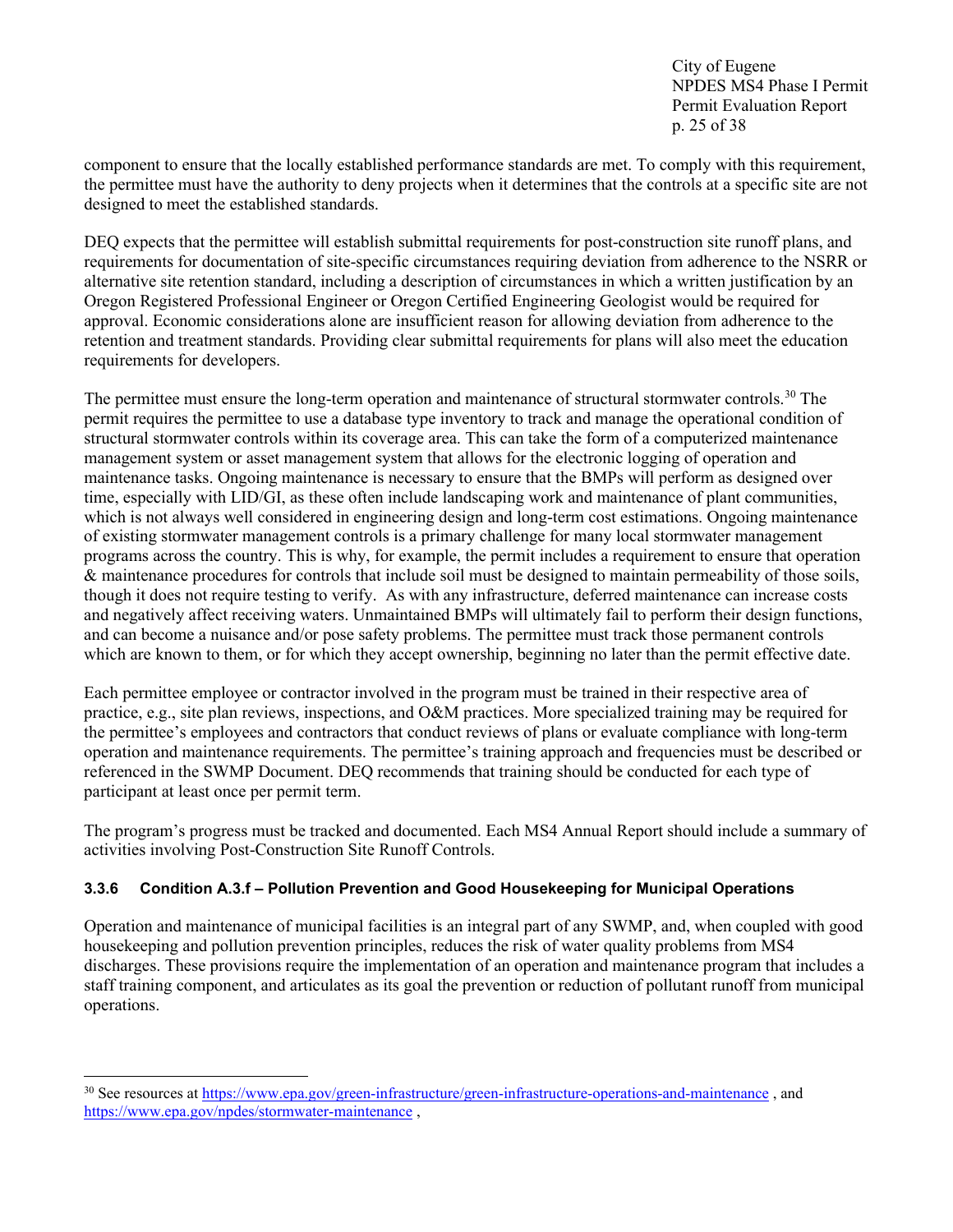component to ensure that the locally established performance standards are met. To comply with this requirement, the permittee must have the authority to deny projects when it determines that the controls at a specific site are not designed to meet the established standards.

DEQ expects that the permittee will establish submittal requirements for post-construction site runoff plans, and requirements for documentation of site-specific circumstances requiring deviation from adherence to the NSRR or alternative site retention standard, including a description of circumstances in which a written justification by an Oregon Registered Professional Engineer or Oregon Certified Engineering Geologist would be required for approval. Economic considerations alone are insufficient reason for allowing deviation from adherence to the retention and treatment standards. Providing clear submittal requirements for plans will also meet the education requirements for developers.

The permittee must ensure the long-term operation and maintenance of structural stormwater controls.[30] The permit requires the permittee to use a database type inventory to track and manage the operational condition of structural stormwater controls within its coverage area. This can take the form of a computerized maintenance management system or asset management system that allows for the electronic logging of operation and maintenance tasks. Ongoing maintenance is necessary to ensure that the BMPs will perform as designed over time, especially with LID/GI, as these often include landscaping work and maintenance of plant communities, which is not always well considered in engineering design and long-term cost estimations. Ongoing maintenance of existing stormwater management controls is a primary challenge for many local stormwater management programs across the country. This is why, for example, the permit includes a requirement to ensure that operation & maintenance procedures for controls that include soil must be designed to maintain permeability of those soils, though it does not require testing to verify. As with any infrastructure, deferred maintenance can increase costs and negatively affect receiving waters. Unmaintained BMPs will ultimately fail to perform their design functions, and can become a nuisance and/or pose safety problems. The permittee must track those permanent controls which are known to them, or for which they accept ownership, beginning no later than the permit effective date.

Each permittee employee or contractor involved in the program must be trained in their respective area of practice, e.g., site plan reviews, inspections, and O&M practices. More specialized training may be required for the permittee's employees and contractors that conduct reviews of plans or evaluate compliance with long-term operation and maintenance requirements. The permittee's training approach and frequencies must be described or referenced in the SWMP Document. DEQ recommends that training should be conducted for each type of participant at least once per permit term.

The program's progress must be tracked and documented. Each MS4 Annual Report should include a summary of activities involving Post-Construction Site Runoff Controls.

### 3.3.6 Condition A.3.f – Pollution Prevention and Good Housekeeping for Municipal Operations

Operation and maintenance of municipal facilities is an integral part of any SWMP, and, when coupled with good housekeeping and pollution prevention principles, reduces the risk of water quality problems from MS4 discharges. These provisions require the implementation of an operation and maintenance program that includes a staff training component, and articulates as its goal the prevention or reduction of pollutant runoff from municipal operations.

---

[30] See resources at https://www.epa.gov/green-infrastructure/green-infrastructure-operations-and-maintenance , and https://www.epa.gov/npdes/stormwater-maintenance ,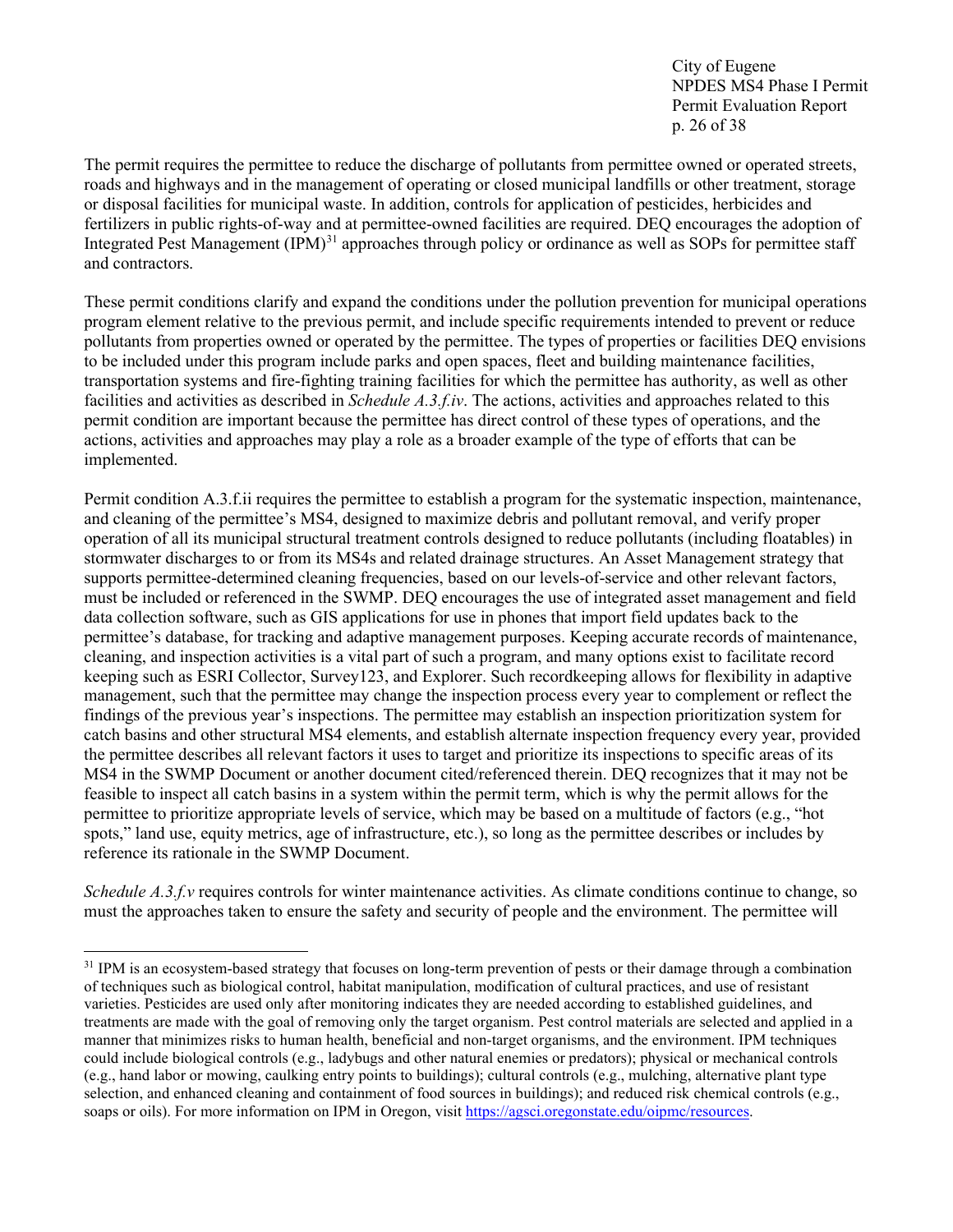The permit requires the permittee to reduce the discharge of pollutants from permittee owned or operated streets, roads and highways and in the management of operating or closed municipal landfills or other treatment, storage or disposal facilities for municipal waste. In addition, controls for application of pesticides, herbicides and fertilizers in public rights-of-way and at permittee-owned facilities are required. DEQ encourages the adoption of Integrated Pest Management (IPM)[31] approaches through policy or ordinance as well as SOPs for permittee staff and contractors.

These permit conditions clarify and expand the conditions under the pollution prevention for municipal operations program element relative to the previous permit, and include specific requirements intended to prevent or reduce pollutants from properties owned or operated by the permittee. The types of properties or facilities DEQ envisions to be included under this program include parks and open spaces, fleet and building maintenance facilities, transportation systems and fire-fighting training facilities for which the permittee has authority, as well as other facilities and activities as described in *Schedule A.3.f.iv*. The actions, activities and approaches related to this permit condition are important because the permittee has direct control of these types of operations, and the actions, activities and approaches may play a role as a broader example of the type of efforts that can be implemented.

Permit condition A.3.f.ii requires the permittee to establish a program for the systematic inspection, maintenance, and cleaning of the permittee's MS4, designed to maximize debris and pollutant removal, and verify proper operation of all its municipal structural treatment controls designed to reduce pollutants (including floatables) in stormwater discharges to or from its MS4s and related drainage structures. An Asset Management strategy that supports permittee-determined cleaning frequencies, based on our levels-of-service and other relevant factors, must be included or referenced in the SWMP. DEQ encourages the use of integrated asset management and field data collection software, such as GIS applications for use in phones that import field updates back to the permittee's database, for tracking and adaptive management purposes. Keeping accurate records of maintenance, cleaning, and inspection activities is a vital part of such a program, and many options exist to facilitate record keeping such as ESRI Collector, Survey123, and Explorer. Such recordkeeping allows for flexibility in adaptive management, such that the permittee may change the inspection process every year to complement or reflect the findings of the previous year's inspections. The permittee may establish an inspection prioritization system for catch basins and other structural MS4 elements, and establish alternate inspection frequency every year, provided the permittee describes all relevant factors it uses to target and prioritize its inspections to specific areas of its MS4 in the SWMP Document or another document cited/referenced therein. DEQ recognizes that it may not be feasible to inspect all catch basins in a system within the permit term, which is why the permit allows for the permittee to prioritize appropriate levels of service, which may be based on a multitude of factors (e.g., "hot spots," land use, equity metrics, age of infrastructure, etc.), so long as the permittee describes or includes by reference its rationale in the SWMP Document.

*Schedule A.3.f.v* requires controls for winter maintenance activities. As climate conditions continue to change, so must the approaches taken to ensure the safety and security of people and the environment. The permittee will

---

[31] IPM is an ecosystem-based strategy that focuses on long-term prevention of pests or their damage through a combination of techniques such as biological control, habitat manipulation, modification of cultural practices, and use of resistant varieties. Pesticides are used only after monitoring indicates they are needed according to established guidelines, and treatments are made with the goal of removing only the target organism. Pest control materials are selected and applied in a manner that minimizes risks to human health, beneficial and non-target organisms, and the environment. IPM techniques could include biological controls (e.g., ladybugs and other natural enemies or predators); physical or mechanical controls (e.g., hand labor or mowing, caulking entry points to buildings); cultural controls (e.g., mulching, alternative plant type selection, and enhanced cleaning and containment of food sources in buildings); and reduced risk chemical controls (e.g., soaps or oils). For more information on IPM in Oregon, visit https://agsci.oregonstate.edu/oipmc/resources.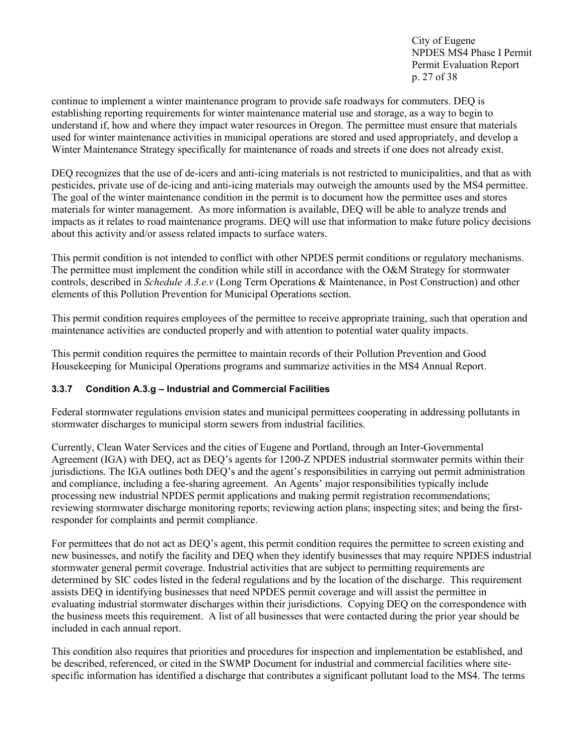continue to implement a winter maintenance program to provide safe roadways for commuters. DEQ is establishing reporting requirements for winter maintenance material use and storage, as a way to begin to understand if, how and where they impact water resources in Oregon. The permittee must ensure that materials used for winter maintenance activities in municipal operations are stored and used appropriately, and develop a Winter Maintenance Strategy specifically for maintenance of roads and streets if one does not already exist.

DEQ recognizes that the use of de-icers and anti-icing materials is not restricted to municipalities, and that as with pesticides, private use of de-icing and anti-icing materials may outweigh the amounts used by the MS4 permittee. The goal of the winter maintenance condition in the permit is to document how the permittee uses and stores materials for winter management. As more information is available, DEQ will be able to analyze trends and impacts as it relates to road maintenance programs. DEQ will use that information to make future policy decisions about this activity and/or assess related impacts to surface waters.

This permit condition is not intended to conflict with other NPDES permit conditions or regulatory mechanisms. The permittee must implement the condition while still in accordance with the O&M Strategy for stormwater controls, described in *Schedule A.3.e.v* (Long Term Operations & Maintenance, in Post Construction) and other elements of this Pollution Prevention for Municipal Operations section.

This permit condition requires employees of the permittee to receive appropriate training, such that operation and maintenance activities are conducted properly and with attention to potential water quality impacts.

This permit condition requires the permittee to maintain records of their Pollution Prevention and Good Housekeeping for Municipal Operations programs and summarize activities in the MS4 Annual Report.

### 3.3.7 Condition A.3.g – Industrial and Commercial Facilities

Federal stormwater regulations envision states and municipal permittees cooperating in addressing pollutants in stormwater discharges to municipal storm sewers from industrial facilities.

Currently, Clean Water Services and the cities of Eugene and Portland, through an Inter-Governmental Agreement (IGA) with DEQ, act as DEQ's agents for 1200-Z NPDES industrial stormwater permits within their jurisdictions. The IGA outlines both DEQ's and the agent's responsibilities in carrying out permit administration and compliance, including a fee-sharing agreement. An Agents' major responsibilities typically include processing new industrial NPDES permit applications and making permit registration recommendations; reviewing stormwater discharge monitoring reports; reviewing action plans; inspecting sites; and being the first-responder for complaints and permit compliance.

For permittees that do not act as DEQ's agent, this permit condition requires the permittee to screen existing and new businesses, and notify the facility and DEQ when they identify businesses that may require NPDES industrial stormwater general permit coverage. Industrial activities that are subject to permitting requirements are determined by SIC codes listed in the federal regulations and by the location of the discharge. This requirement assists DEQ in identifying businesses that need NPDES permit coverage and will assist the permittee in evaluating industrial stormwater discharges within their jurisdictions. Copying DEQ on the correspondence with the business meets this requirement. A list of all businesses that were contacted during the prior year should be included in each annual report.

This condition also requires that priorities and procedures for inspection and implementation be established, and be described, referenced, or cited in the SWMP Document for industrial and commercial facilities where site-specific information has identified a discharge that contributes a significant pollutant load to the MS4. The terms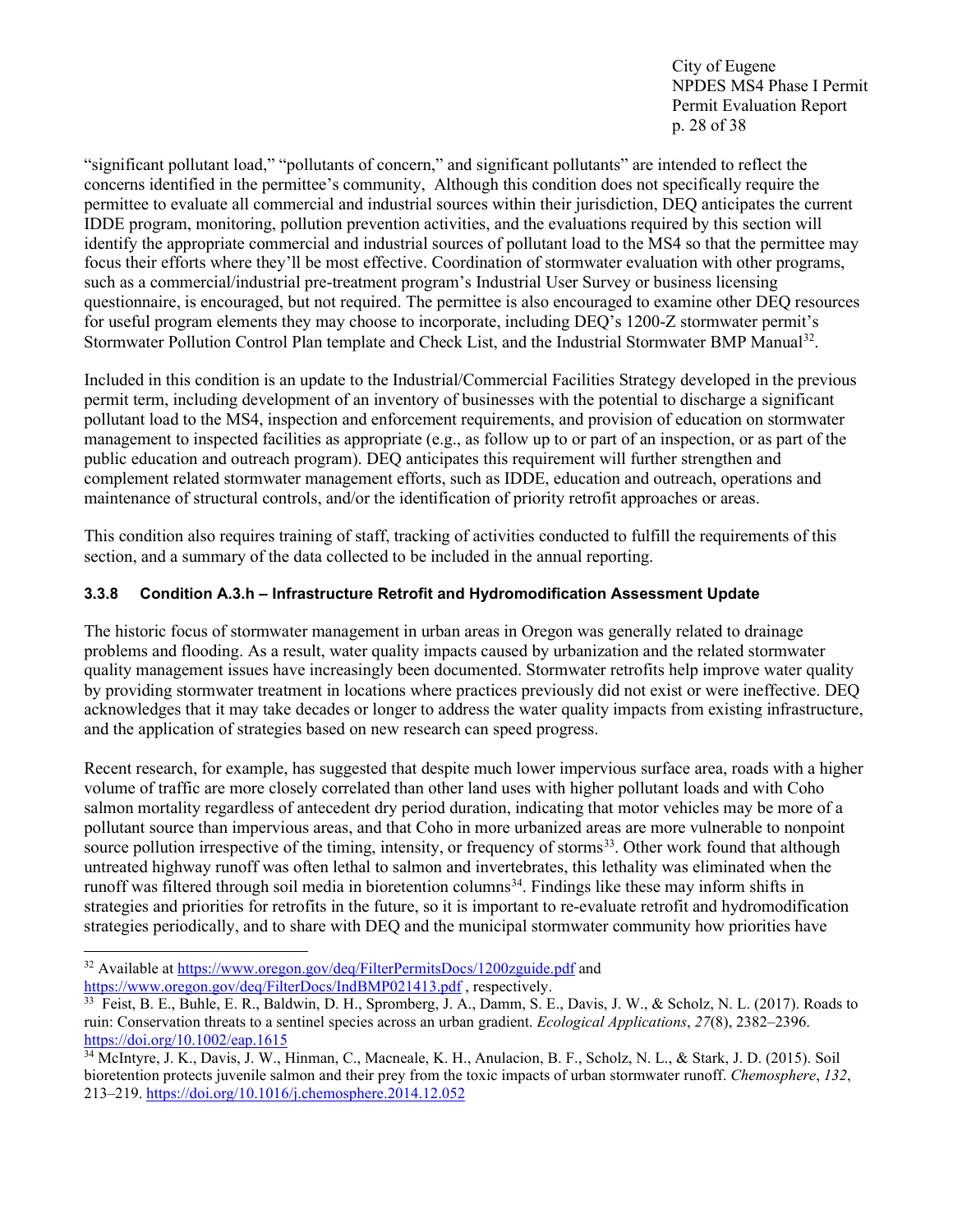"significant pollutant load," "pollutants of concern," and significant pollutants" are intended to reflect the concerns identified in the permittee's community, Although this condition does not specifically require the permittee to evaluate all commercial and industrial sources within their jurisdiction, DEQ anticipates the current IDDE program, monitoring, pollution prevention activities, and the evaluations required by this section will identify the appropriate commercial and industrial sources of pollutant load to the MS4 so that the permittee may focus their efforts where they'll be most effective. Coordination of stormwater evaluation with other programs, such as a commercial/industrial pre-treatment program's Industrial User Survey or business licensing questionnaire, is encouraged, but not required. The permittee is also encouraged to examine other DEQ resources for useful program elements they may choose to incorporate, including DEQ's 1200-Z stormwater permit's Stormwater Pollution Control Plan template and Check List, and the Industrial Stormwater BMP Manual[32].

Included in this condition is an update to the Industrial/Commercial Facilities Strategy developed in the previous permit term, including development of an inventory of businesses with the potential to discharge a significant pollutant load to the MS4, inspection and enforcement requirements, and provision of education on stormwater management to inspected facilities as appropriate (e.g., as follow up to or part of an inspection, or as part of the public education and outreach program). DEQ anticipates this requirement will further strengthen and complement related stormwater management efforts, such as IDDE, education and outreach, operations and maintenance of structural controls, and/or the identification of priority retrofit approaches or areas.

This condition also requires training of staff, tracking of activities conducted to fulfill the requirements of this section, and a summary of the data collected to be included in the annual reporting.

### 3.3.8 Condition A.3.h – Infrastructure Retrofit and Hydromodification Assessment Update

The historic focus of stormwater management in urban areas in Oregon was generally related to drainage problems and flooding. As a result, water quality impacts caused by urbanization and the related stormwater quality management issues have increasingly been documented. Stormwater retrofits help improve water quality by providing stormwater treatment in locations where practices previously did not exist or were ineffective. DEQ acknowledges that it may take decades or longer to address the water quality impacts from existing infrastructure, and the application of strategies based on new research can speed progress.

Recent research, for example, has suggested that despite much lower impervious surface area, roads with a higher volume of traffic are more closely correlated than other land uses with higher pollutant loads and with Coho salmon mortality regardless of antecedent dry period duration, indicating that motor vehicles may be more of a pollutant source than impervious areas, and that Coho in more urbanized areas are more vulnerable to nonpoint source pollution irrespective of the timing, intensity, or frequency of storms[33]. Other work found that although untreated highway runoff was often lethal to salmon and invertebrates, this lethality was eliminated when the runoff was filtered through soil media in bioretention columns[34]. Findings like these may inform shifts in strategies and priorities for retrofits in the future, so it is important to re-evaluate retrofit and hydromodification strategies periodically, and to share with DEQ and the municipal stormwater community how priorities have

---

[32] Available at https://www.oregon.gov/deq/FilterPermitsDocs/1200zguide.pdf and https://www.oregon.gov/deq/FilterDocs/IndBMP021413.pdf , respectively.

[33] Feist, B. E., Buhle, E. R., Baldwin, D. H., Spromberg, J. A., Damm, S. E., Davis, J. W., & Scholz, N. L. (2017). Roads to ruin: Conservation threats to a sentinel species across an urban gradient. *Ecological Applications*, *27*(8), 2382–2396. https://doi.org/10.1002/eap.1615

[34] McIntyre, J. K., Davis, J. W., Hinman, C., Macneale, K. H., Anulacion, B. F., Scholz, N. L., & Stark, J. D. (2015). Soil bioretention protects juvenile salmon and their prey from the toxic impacts of urban stormwater runoff. *Chemosphere*, *132*, 213–219. https://doi.org/10.1016/j.chemosphere.2014.12.052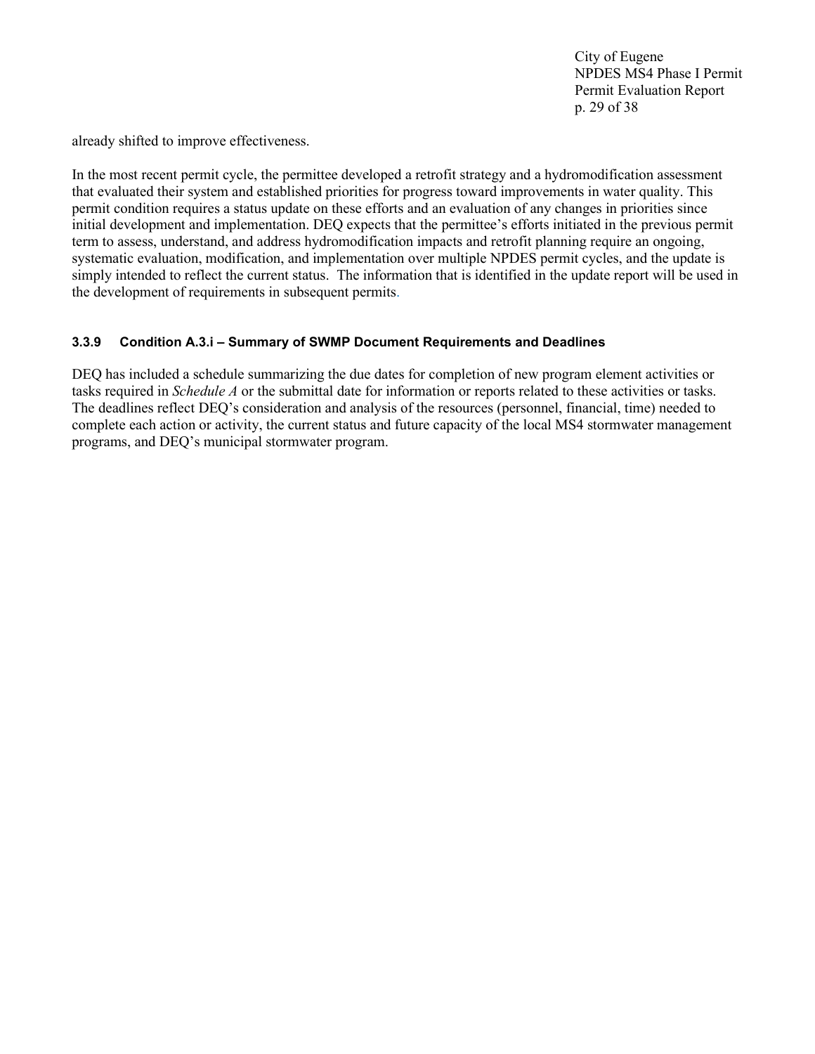already shifted to improve effectiveness.

In the most recent permit cycle, the permittee developed a retrofit strategy and a hydromodification assessment that evaluated their system and established priorities for progress toward improvements in water quality. This permit condition requires a status update on these efforts and an evaluation of any changes in priorities since initial development and implementation. DEQ expects that the permittee's efforts initiated in the previous permit term to assess, understand, and address hydromodification impacts and retrofit planning require an ongoing, systematic evaluation, modification, and implementation over multiple NPDES permit cycles, and the update is simply intended to reflect the current status. The information that is identified in the update report will be used in the development of requirements in subsequent permits.

### 3.3.9 Condition A.3.i – Summary of SWMP Document Requirements and Deadlines

DEQ has included a schedule summarizing the due dates for completion of new program element activities or tasks required in *Schedule A* or the submittal date for information or reports related to these activities or tasks. The deadlines reflect DEQ's consideration and analysis of the resources (personnel, financial, time) needed to complete each action or activity, the current status and future capacity of the local MS4 stormwater management programs, and DEQ's municipal stormwater program.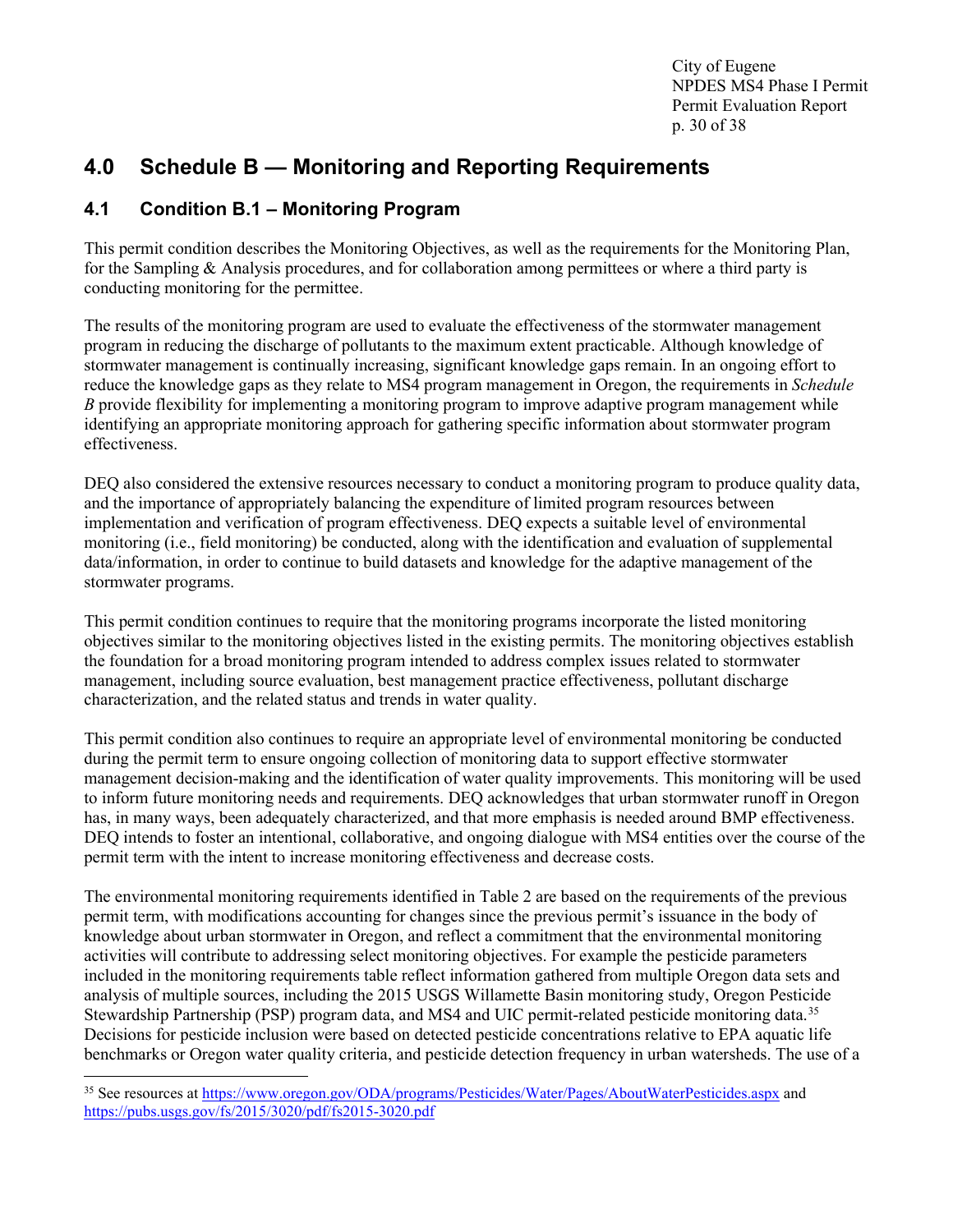## 4.0 Schedule B — Monitoring and Reporting Requirements

### 4.1 Condition B.1 – Monitoring Program

This permit condition describes the Monitoring Objectives, as well as the requirements for the Monitoring Plan, for the Sampling & Analysis procedures, and for collaboration among permittees or where a third party is conducting monitoring for the permittee.

The results of the monitoring program are used to evaluate the effectiveness of the stormwater management program in reducing the discharge of pollutants to the maximum extent practicable. Although knowledge of stormwater management is continually increasing, significant knowledge gaps remain. In an ongoing effort to reduce the knowledge gaps as they relate to MS4 program management in Oregon, the requirements in *Schedule B* provide flexibility for implementing a monitoring program to improve adaptive program management while identifying an appropriate monitoring approach for gathering specific information about stormwater program effectiveness.

DEQ also considered the extensive resources necessary to conduct a monitoring program to produce quality data, and the importance of appropriately balancing the expenditure of limited program resources between implementation and verification of program effectiveness. DEQ expects a suitable level of environmental monitoring (i.e., field monitoring) be conducted, along with the identification and evaluation of supplemental data/information, in order to continue to build datasets and knowledge for the adaptive management of the stormwater programs.

This permit condition continues to require that the monitoring programs incorporate the listed monitoring objectives similar to the monitoring objectives listed in the existing permits. The monitoring objectives establish the foundation for a broad monitoring program intended to address complex issues related to stormwater management, including source evaluation, best management practice effectiveness, pollutant discharge characterization, and the related status and trends in water quality.

This permit condition also continues to require an appropriate level of environmental monitoring be conducted during the permit term to ensure ongoing collection of monitoring data to support effective stormwater management decision-making and the identification of water quality improvements. This monitoring will be used to inform future monitoring needs and requirements. DEQ acknowledges that urban stormwater runoff in Oregon has, in many ways, been adequately characterized, and that more emphasis is needed around BMP effectiveness. DEQ intends to foster an intentional, collaborative, and ongoing dialogue with MS4 entities over the course of the permit term with the intent to increase monitoring effectiveness and decrease costs.

The environmental monitoring requirements identified in Table 2 are based on the requirements of the previous permit term, with modifications accounting for changes since the previous permit's issuance in the body of knowledge about urban stormwater in Oregon, and reflect a commitment that the environmental monitoring activities will contribute to addressing select monitoring objectives. For example the pesticide parameters included in the monitoring requirements table reflect information gathered from multiple Oregon data sets and analysis of multiple sources, including the 2015 USGS Willamette Basin monitoring study, Oregon Pesticide Stewardship Partnership (PSP) program data, and MS4 and UIC permit-related pesticide monitoring data.[35] Decisions for pesticide inclusion were based on detected pesticide concentrations relative to EPA aquatic life benchmarks or Oregon water quality criteria, and pesticide detection frequency in urban watersheds. The use of a

[35] See resources at https://www.oregon.gov/ODA/programs/Pesticides/Water/Pages/AboutWaterPesticides.aspx and https://pubs.usgs.gov/fs/2015/3020/pdf/fs2015-3020.pdf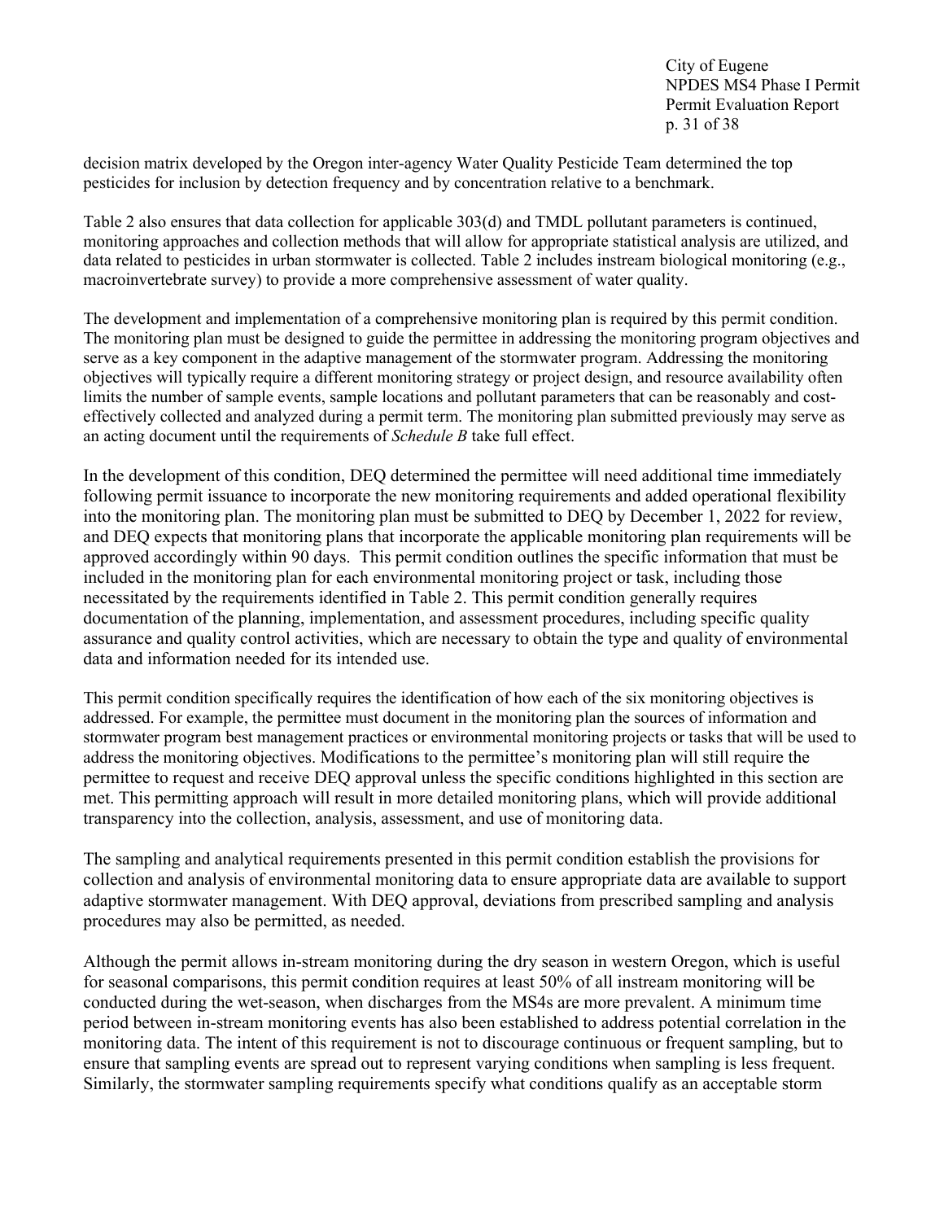decision matrix developed by the Oregon inter-agency Water Quality Pesticide Team determined the top pesticides for inclusion by detection frequency and by concentration relative to a benchmark.

Table 2 also ensures that data collection for applicable 303(d) and TMDL pollutant parameters is continued, monitoring approaches and collection methods that will allow for appropriate statistical analysis are utilized, and data related to pesticides in urban stormwater is collected. Table 2 includes instream biological monitoring (e.g., macroinvertebrate survey) to provide a more comprehensive assessment of water quality.

The development and implementation of a comprehensive monitoring plan is required by this permit condition. The monitoring plan must be designed to guide the permittee in addressing the monitoring program objectives and serve as a key component in the adaptive management of the stormwater program. Addressing the monitoring objectives will typically require a different monitoring strategy or project design, and resource availability often limits the number of sample events, sample locations and pollutant parameters that can be reasonably and cost-effectively collected and analyzed during a permit term. The monitoring plan submitted previously may serve as an acting document until the requirements of *Schedule B* take full effect.

In the development of this condition, DEQ determined the permittee will need additional time immediately following permit issuance to incorporate the new monitoring requirements and added operational flexibility into the monitoring plan. The monitoring plan must be submitted to DEQ by December 1, 2022 for review, and DEQ expects that monitoring plans that incorporate the applicable monitoring plan requirements will be approved accordingly within 90 days. This permit condition outlines the specific information that must be included in the monitoring plan for each environmental monitoring project or task, including those necessitated by the requirements identified in Table 2. This permit condition generally requires documentation of the planning, implementation, and assessment procedures, including specific quality assurance and quality control activities, which are necessary to obtain the type and quality of environmental data and information needed for its intended use.

This permit condition specifically requires the identification of how each of the six monitoring objectives is addressed. For example, the permittee must document in the monitoring plan the sources of information and stormwater program best management practices or environmental monitoring projects or tasks that will be used to address the monitoring objectives. Modifications to the permittee's monitoring plan will still require the permittee to request and receive DEQ approval unless the specific conditions highlighted in this section are met. This permitting approach will result in more detailed monitoring plans, which will provide additional transparency into the collection, analysis, assessment, and use of monitoring data.

The sampling and analytical requirements presented in this permit condition establish the provisions for collection and analysis of environmental monitoring data to ensure appropriate data are available to support adaptive stormwater management. With DEQ approval, deviations from prescribed sampling and analysis procedures may also be permitted, as needed.

Although the permit allows in-stream monitoring during the dry season in western Oregon, which is useful for seasonal comparisons, this permit condition requires at least 50% of all instream monitoring will be conducted during the wet-season, when discharges from the MS4s are more prevalent. A minimum time period between in-stream monitoring events has also been established to address potential correlation in the monitoring data. The intent of this requirement is not to discourage continuous or frequent sampling, but to ensure that sampling events are spread out to represent varying conditions when sampling is less frequent. Similarly, the stormwater sampling requirements specify what conditions qualify as an acceptable storm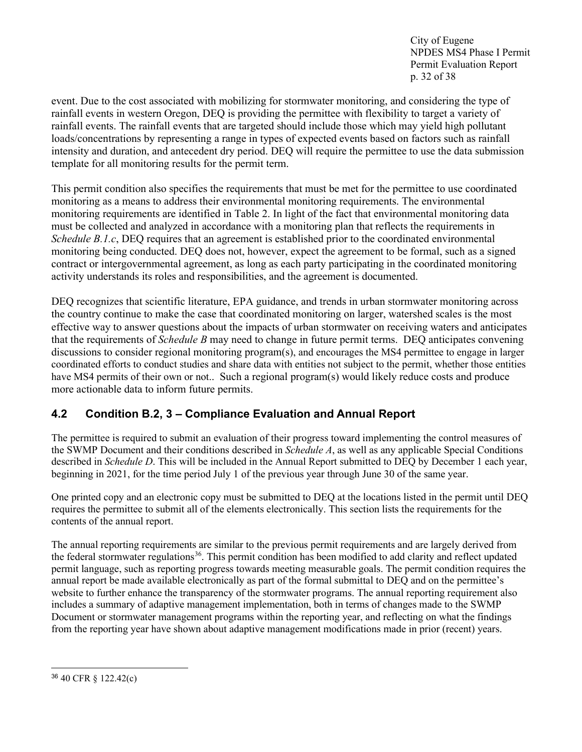event. Due to the cost associated with mobilizing for stormwater monitoring, and considering the type of rainfall events in western Oregon, DEQ is providing the permittee with flexibility to target a variety of rainfall events. The rainfall events that are targeted should include those which may yield high pollutant loads/concentrations by representing a range in types of expected events based on factors such as rainfall intensity and duration, and antecedent dry period. DEQ will require the permittee to use the data submission template for all monitoring results for the permit term.

This permit condition also specifies the requirements that must be met for the permittee to use coordinated monitoring as a means to address their environmental monitoring requirements. The environmental monitoring requirements are identified in Table 2. In light of the fact that environmental monitoring data must be collected and analyzed in accordance with a monitoring plan that reflects the requirements in *Schedule B.1.c*, DEQ requires that an agreement is established prior to the coordinated environmental monitoring being conducted. DEQ does not, however, expect the agreement to be formal, such as a signed contract or intergovernmental agreement, as long as each party participating in the coordinated monitoring activity understands its roles and responsibilities, and the agreement is documented.

DEQ recognizes that scientific literature, EPA guidance, and trends in urban stormwater monitoring across the country continue to make the case that coordinated monitoring on larger, watershed scales is the most effective way to answer questions about the impacts of urban stormwater on receiving waters and anticipates that the requirements of *Schedule B* may need to change in future permit terms. DEQ anticipates convening discussions to consider regional monitoring program(s), and encourages the MS4 permittee to engage in larger coordinated efforts to conduct studies and share data with entities not subject to the permit, whether those entities have MS4 permits of their own or not.. Such a regional program(s) would likely reduce costs and produce more actionable data to inform future permits.

## 4.2 Condition B.2, 3 – Compliance Evaluation and Annual Report

The permittee is required to submit an evaluation of their progress toward implementing the control measures of the SWMP Document and their conditions described in *Schedule A*, as well as any applicable Special Conditions described in *Schedule D*. This will be included in the Annual Report submitted to DEQ by December 1 each year, beginning in 2021, for the time period July 1 of the previous year through June 30 of the same year.

One printed copy and an electronic copy must be submitted to DEQ at the locations listed in the permit until DEQ requires the permittee to submit all of the elements electronically. This section lists the requirements for the contents of the annual report.

The annual reporting requirements are similar to the previous permit requirements and are largely derived from the federal stormwater regulations[36]. This permit condition has been modified to add clarity and reflect updated permit language, such as reporting progress towards meeting measurable goals. The permit condition requires the annual report be made available electronically as part of the formal submittal to DEQ and on the permittee's website to further enhance the transparency of the stormwater programs. The annual reporting requirement also includes a summary of adaptive management implementation, both in terms of changes made to the SWMP Document or stormwater management programs within the reporting year, and reflecting on what the findings from the reporting year have shown about adaptive management modifications made in prior (recent) years.

---

[36] 40 CFR § 122.42(c)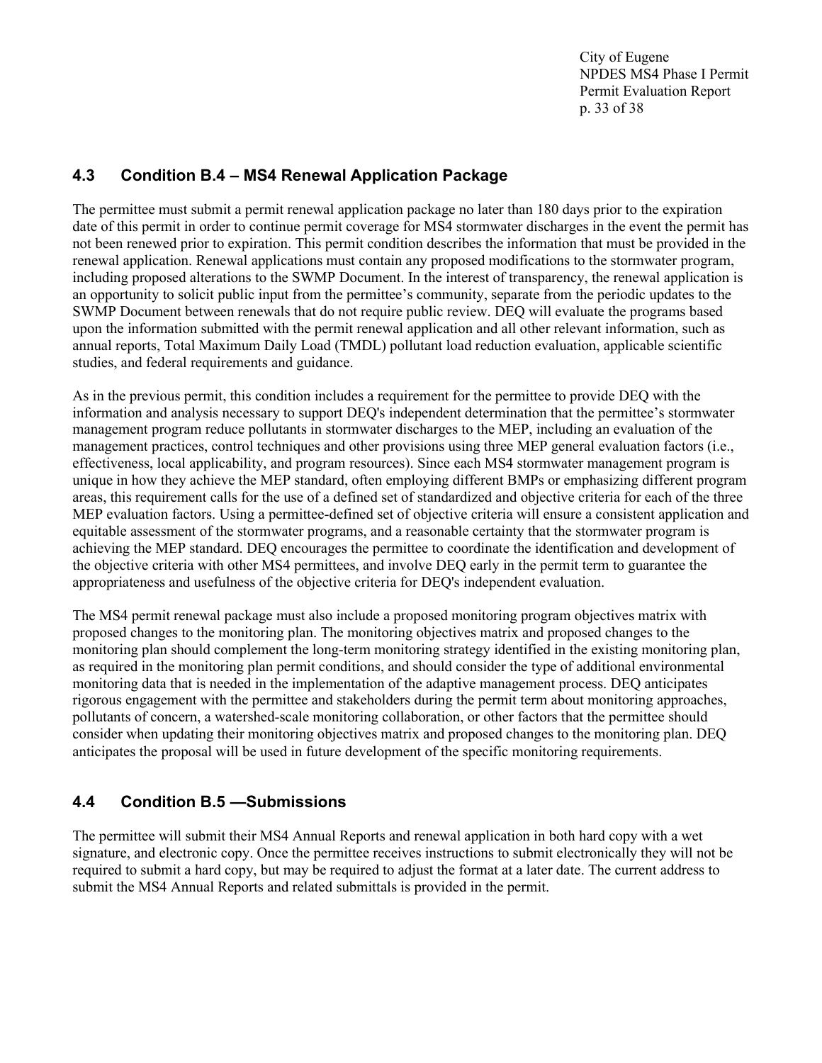## 4.3 Condition B.4 – MS4 Renewal Application Package

The permittee must submit a permit renewal application package no later than 180 days prior to the expiration date of this permit in order to continue permit coverage for MS4 stormwater discharges in the event the permit has not been renewed prior to expiration. This permit condition describes the information that must be provided in the renewal application. Renewal applications must contain any proposed modifications to the stormwater program, including proposed alterations to the SWMP Document. In the interest of transparency, the renewal application is an opportunity to solicit public input from the permittee's community, separate from the periodic updates to the SWMP Document between renewals that do not require public review. DEQ will evaluate the programs based upon the information submitted with the permit renewal application and all other relevant information, such as annual reports, Total Maximum Daily Load (TMDL) pollutant load reduction evaluation, applicable scientific studies, and federal requirements and guidance.

As in the previous permit, this condition includes a requirement for the permittee to provide DEQ with the information and analysis necessary to support DEQ's independent determination that the permittee's stormwater management program reduce pollutants in stormwater discharges to the MEP, including an evaluation of the management practices, control techniques and other provisions using three MEP general evaluation factors (i.e., effectiveness, local applicability, and program resources). Since each MS4 stormwater management program is unique in how they achieve the MEP standard, often employing different BMPs or emphasizing different program areas, this requirement calls for the use of a defined set of standardized and objective criteria for each of the three MEP evaluation factors. Using a permittee-defined set of objective criteria will ensure a consistent application and equitable assessment of the stormwater programs, and a reasonable certainty that the stormwater program is achieving the MEP standard. DEQ encourages the permittee to coordinate the identification and development of the objective criteria with other MS4 permittees, and involve DEQ early in the permit term to guarantee the appropriateness and usefulness of the objective criteria for DEQ's independent evaluation.

The MS4 permit renewal package must also include a proposed monitoring program objectives matrix with proposed changes to the monitoring plan. The monitoring objectives matrix and proposed changes to the monitoring plan should complement the long-term monitoring strategy identified in the existing monitoring plan, as required in the monitoring plan permit conditions, and should consider the type of additional environmental monitoring data that is needed in the implementation of the adaptive management process. DEQ anticipates rigorous engagement with the permittee and stakeholders during the permit term about monitoring approaches, pollutants of concern, a watershed-scale monitoring collaboration, or other factors that the permittee should consider when updating their monitoring objectives matrix and proposed changes to the monitoring plan. DEQ anticipates the proposal will be used in future development of the specific monitoring requirements.

## 4.4 Condition B.5 —Submissions

The permittee will submit their MS4 Annual Reports and renewal application in both hard copy with a wet signature, and electronic copy. Once the permittee receives instructions to submit electronically they will not be required to submit a hard copy, but may be required to adjust the format at a later date. The current address to submit the MS4 Annual Reports and related submittals is provided in the permit.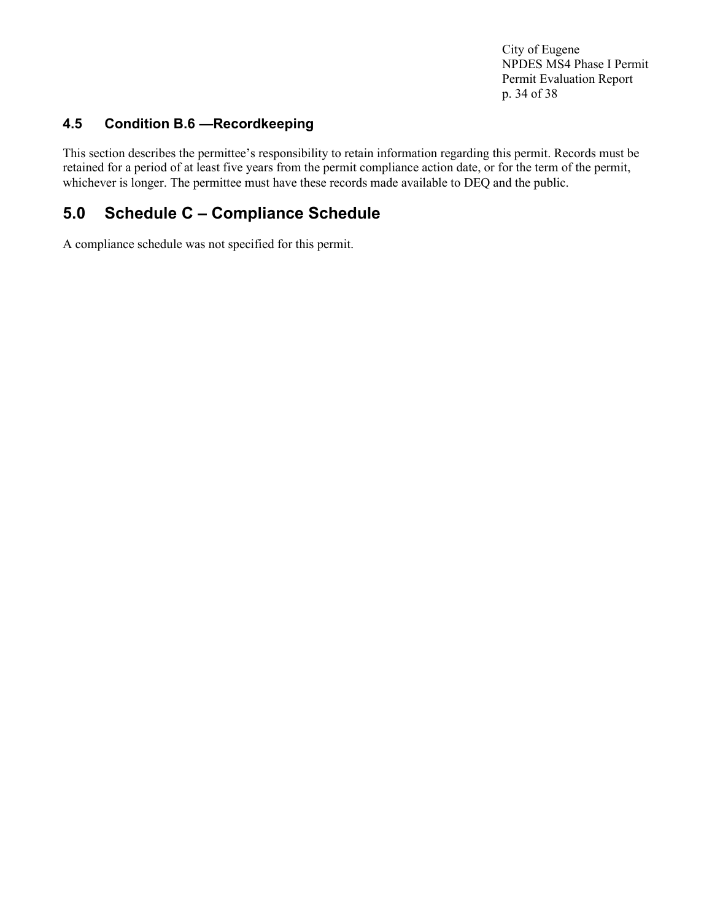### 4.5 Condition B.6 —Recordkeeping

This section describes the permittee's responsibility to retain information regarding this permit. Records must be retained for a period of at least five years from the permit compliance action date, or for the term of the permit, whichever is longer. The permittee must have these records made available to DEQ and the public.

## 5.0 Schedule C – Compliance Schedule

A compliance schedule was not specified for this permit.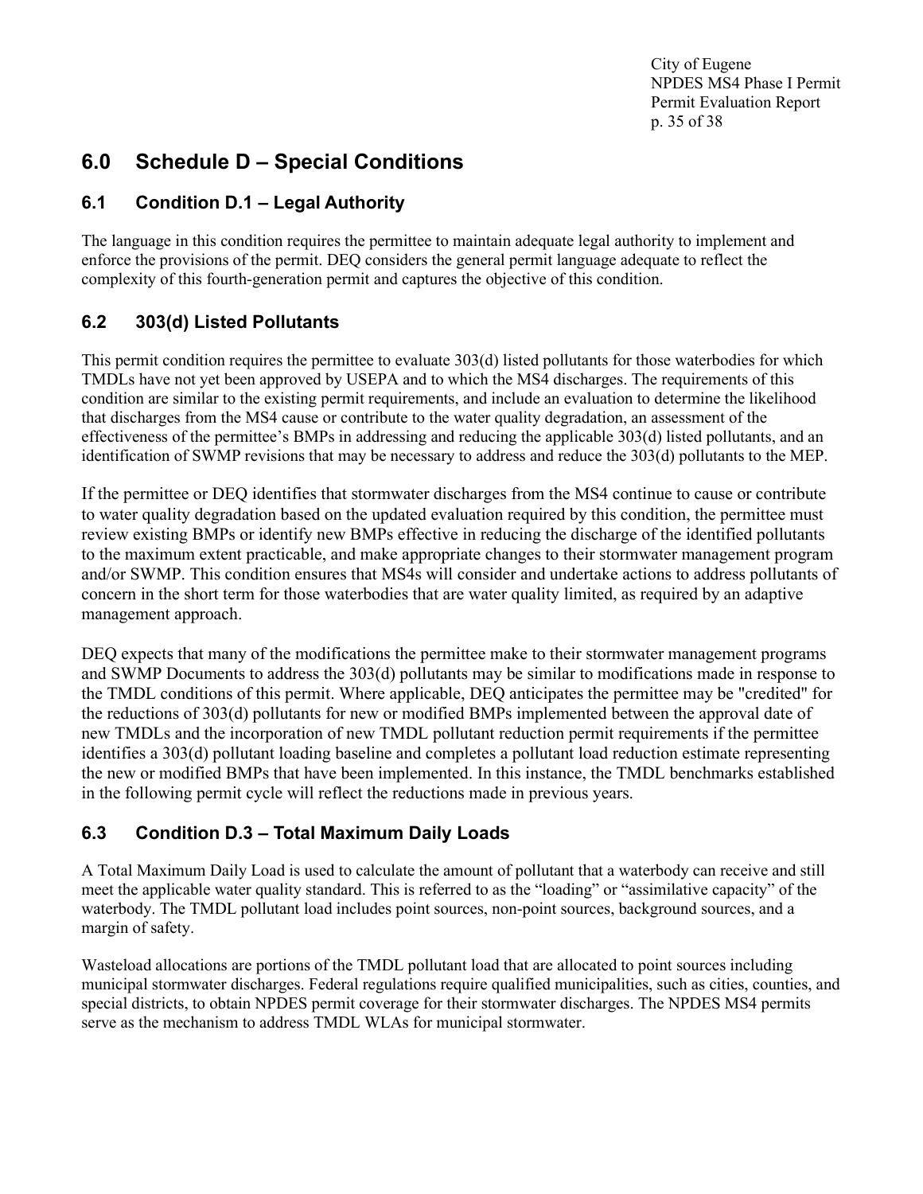## 6.0 Schedule D – Special Conditions

### 6.1 Condition D.1 – Legal Authority

The language in this condition requires the permittee to maintain adequate legal authority to implement and enforce the provisions of the permit. DEQ considers the general permit language adequate to reflect the complexity of this fourth-generation permit and captures the objective of this condition.

### 6.2 303(d) Listed Pollutants

This permit condition requires the permittee to evaluate 303(d) listed pollutants for those waterbodies for which TMDLs have not yet been approved by USEPA and to which the MS4 discharges. The requirements of this condition are similar to the existing permit requirements, and include an evaluation to determine the likelihood that discharges from the MS4 cause or contribute to the water quality degradation, an assessment of the effectiveness of the permittee's BMPs in addressing and reducing the applicable 303(d) listed pollutants, and an identification of SWMP revisions that may be necessary to address and reduce the 303(d) pollutants to the MEP.

If the permittee or DEQ identifies that stormwater discharges from the MS4 continue to cause or contribute to water quality degradation based on the updated evaluation required by this condition, the permittee must review existing BMPs or identify new BMPs effective in reducing the discharge of the identified pollutants to the maximum extent practicable, and make appropriate changes to their stormwater management program and/or SWMP. This condition ensures that MS4s will consider and undertake actions to address pollutants of concern in the short term for those waterbodies that are water quality limited, as required by an adaptive management approach.

DEQ expects that many of the modifications the permittee make to their stormwater management programs and SWMP Documents to address the 303(d) pollutants may be similar to modifications made in response to the TMDL conditions of this permit. Where applicable, DEQ anticipates the permittee may be "credited" for the reductions of 303(d) pollutants for new or modified BMPs implemented between the approval date of new TMDLs and the incorporation of new TMDL pollutant reduction permit requirements if the permittee identifies a 303(d) pollutant loading baseline and completes a pollutant load reduction estimate representing the new or modified BMPs that have been implemented. In this instance, the TMDL benchmarks established in the following permit cycle will reflect the reductions made in previous years.

### 6.3 Condition D.3 – Total Maximum Daily Loads

A Total Maximum Daily Load is used to calculate the amount of pollutant that a waterbody can receive and still meet the applicable water quality standard. This is referred to as the "loading" or "assimilative capacity" of the waterbody. The TMDL pollutant load includes point sources, non-point sources, background sources, and a margin of safety.

Wasteload allocations are portions of the TMDL pollutant load that are allocated to point sources including municipal stormwater discharges. Federal regulations require qualified municipalities, such as cities, counties, and special districts, to obtain NPDES permit coverage for their stormwater discharges. The NPDES MS4 permits serve as the mechanism to address TMDL WLAs for municipal stormwater.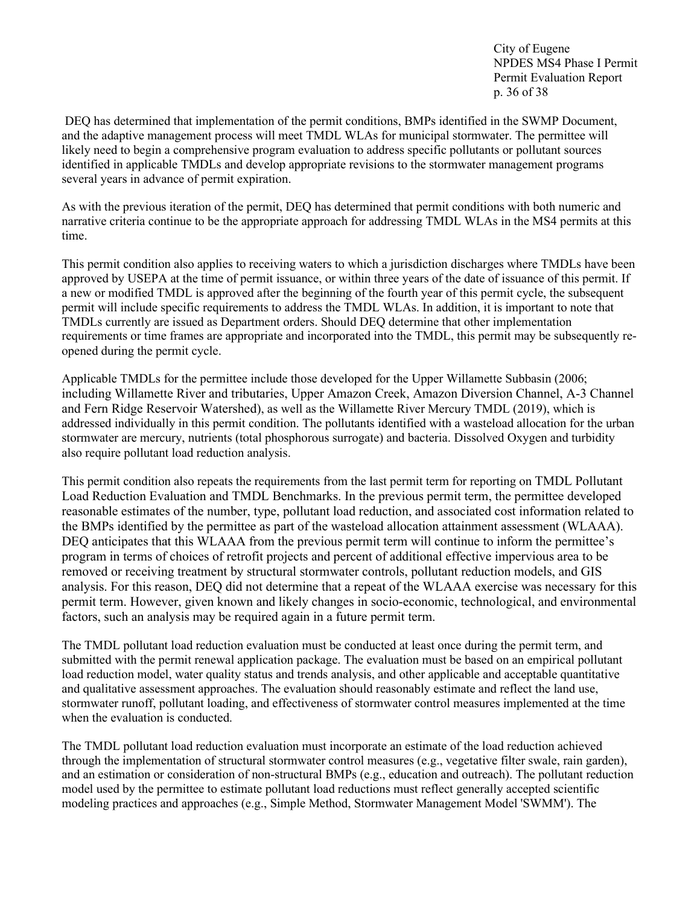DEQ has determined that implementation of the permit conditions, BMPs identified in the SWMP Document, and the adaptive management process will meet TMDL WLAs for municipal stormwater. The permittee will likely need to begin a comprehensive program evaluation to address specific pollutants or pollutant sources identified in applicable TMDLs and develop appropriate revisions to the stormwater management programs several years in advance of permit expiration.

As with the previous iteration of the permit, DEQ has determined that permit conditions with both numeric and narrative criteria continue to be the appropriate approach for addressing TMDL WLAs in the MS4 permits at this time.

This permit condition also applies to receiving waters to which a jurisdiction discharges where TMDLs have been approved by USEPA at the time of permit issuance, or within three years of the date of issuance of this permit. If a new or modified TMDL is approved after the beginning of the fourth year of this permit cycle, the subsequent permit will include specific requirements to address the TMDL WLAs. In addition, it is important to note that TMDLs currently are issued as Department orders. Should DEQ determine that other implementation requirements or time frames are appropriate and incorporated into the TMDL, this permit may be subsequently re-opened during the permit cycle.

Applicable TMDLs for the permittee include those developed for the Upper Willamette Subbasin (2006; including Willamette River and tributaries, Upper Amazon Creek, Amazon Diversion Channel, A-3 Channel and Fern Ridge Reservoir Watershed), as well as the Willamette River Mercury TMDL (2019), which is addressed individually in this permit condition. The pollutants identified with a wasteload allocation for the urban stormwater are mercury, nutrients (total phosphorous surrogate) and bacteria. Dissolved Oxygen and turbidity also require pollutant load reduction analysis.

This permit condition also repeats the requirements from the last permit term for reporting on TMDL Pollutant Load Reduction Evaluation and TMDL Benchmarks. In the previous permit term, the permittee developed reasonable estimates of the number, type, pollutant load reduction, and associated cost information related to the BMPs identified by the permittee as part of the wasteload allocation attainment assessment (WLAAA). DEQ anticipates that this WLAAA from the previous permit term will continue to inform the permittee's program in terms of choices of retrofit projects and percent of additional effective impervious area to be removed or receiving treatment by structural stormwater controls, pollutant reduction models, and GIS analysis. For this reason, DEQ did not determine that a repeat of the WLAAA exercise was necessary for this permit term. However, given known and likely changes in socio-economic, technological, and environmental factors, such an analysis may be required again in a future permit term.

The TMDL pollutant load reduction evaluation must be conducted at least once during the permit term, and submitted with the permit renewal application package. The evaluation must be based on an empirical pollutant load reduction model, water quality status and trends analysis, and other applicable and acceptable quantitative and qualitative assessment approaches. The evaluation should reasonably estimate and reflect the land use, stormwater runoff, pollutant loading, and effectiveness of stormwater control measures implemented at the time when the evaluation is conducted.

The TMDL pollutant load reduction evaluation must incorporate an estimate of the load reduction achieved through the implementation of structural stormwater control measures (e.g., vegetative filter swale, rain garden), and an estimation or consideration of non-structural BMPs (e.g., education and outreach). The pollutant reduction model used by the permittee to estimate pollutant load reductions must reflect generally accepted scientific modeling practices and approaches (e.g., Simple Method, Stormwater Management Model 'SWMM'). The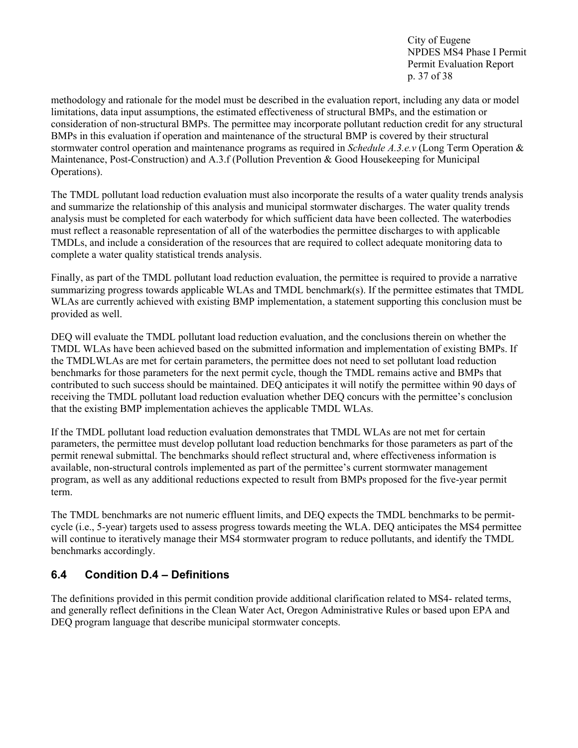methodology and rationale for the model must be described in the evaluation report, including any data or model limitations, data input assumptions, the estimated effectiveness of structural BMPs, and the estimation or consideration of non-structural BMPs. The permittee may incorporate pollutant reduction credit for any structural BMPs in this evaluation if operation and maintenance of the structural BMP is covered by their structural stormwater control operation and maintenance programs as required in *Schedule A.3.e.v* (Long Term Operation & Maintenance, Post-Construction) and A.3.f (Pollution Prevention & Good Housekeeping for Municipal Operations).

The TMDL pollutant load reduction evaluation must also incorporate the results of a water quality trends analysis and summarize the relationship of this analysis and municipal stormwater discharges. The water quality trends analysis must be completed for each waterbody for which sufficient data have been collected. The waterbodies must reflect a reasonable representation of all of the waterbodies the permittee discharges to with applicable TMDLs, and include a consideration of the resources that are required to collect adequate monitoring data to complete a water quality statistical trends analysis.

Finally, as part of the TMDL pollutant load reduction evaluation, the permittee is required to provide a narrative summarizing progress towards applicable WLAs and TMDL benchmark(s). If the permittee estimates that TMDL WLAs are currently achieved with existing BMP implementation, a statement supporting this conclusion must be provided as well.

DEQ will evaluate the TMDL pollutant load reduction evaluation, and the conclusions therein on whether the TMDL WLAs have been achieved based on the submitted information and implementation of existing BMPs. If the TMDLWLAs are met for certain parameters, the permittee does not need to set pollutant load reduction benchmarks for those parameters for the next permit cycle, though the TMDL remains active and BMPs that contributed to such success should be maintained. DEQ anticipates it will notify the permittee within 90 days of receiving the TMDL pollutant load reduction evaluation whether DEQ concurs with the permittee's conclusion that the existing BMP implementation achieves the applicable TMDL WLAs.

If the TMDL pollutant load reduction evaluation demonstrates that TMDL WLAs are not met for certain parameters, the permittee must develop pollutant load reduction benchmarks for those parameters as part of the permit renewal submittal. The benchmarks should reflect structural and, where effectiveness information is available, non-structural controls implemented as part of the permittee's current stormwater management program, as well as any additional reductions expected to result from BMPs proposed for the five-year permit term.

The TMDL benchmarks are not numeric effluent limits, and DEQ expects the TMDL benchmarks to be permit-cycle (i.e., 5-year) targets used to assess progress towards meeting the WLA. DEQ anticipates the MS4 permittee will continue to iteratively manage their MS4 stormwater program to reduce pollutants, and identify the TMDL benchmarks accordingly.

## 6.4 Condition D.4 – Definitions

The definitions provided in this permit condition provide additional clarification related to MS4- related terms, and generally reflect definitions in the Clean Water Act, Oregon Administrative Rules or based upon EPA and DEQ program language that describe municipal stormwater concepts.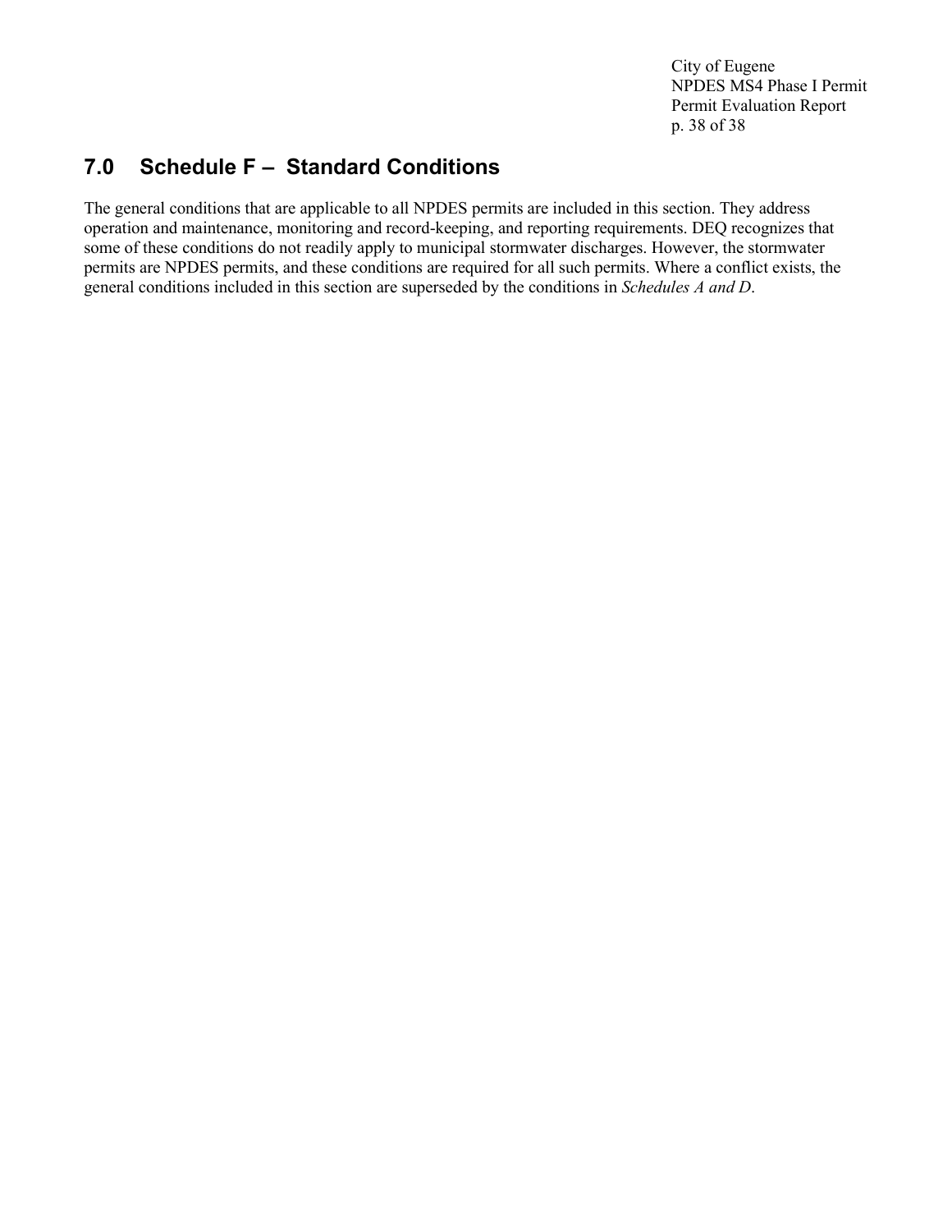## 7.0 Schedule F – Standard Conditions

The general conditions that are applicable to all NPDES permits are included in this section. They address operation and maintenance, monitoring and record-keeping, and reporting requirements. DEQ recognizes that some of these conditions do not readily apply to municipal stormwater discharges. However, the stormwater permits are NPDES permits, and these conditions are required for all such permits. Where a conflict exists, the general conditions included in this section are superseded by the conditions in *Schedules A and D*.